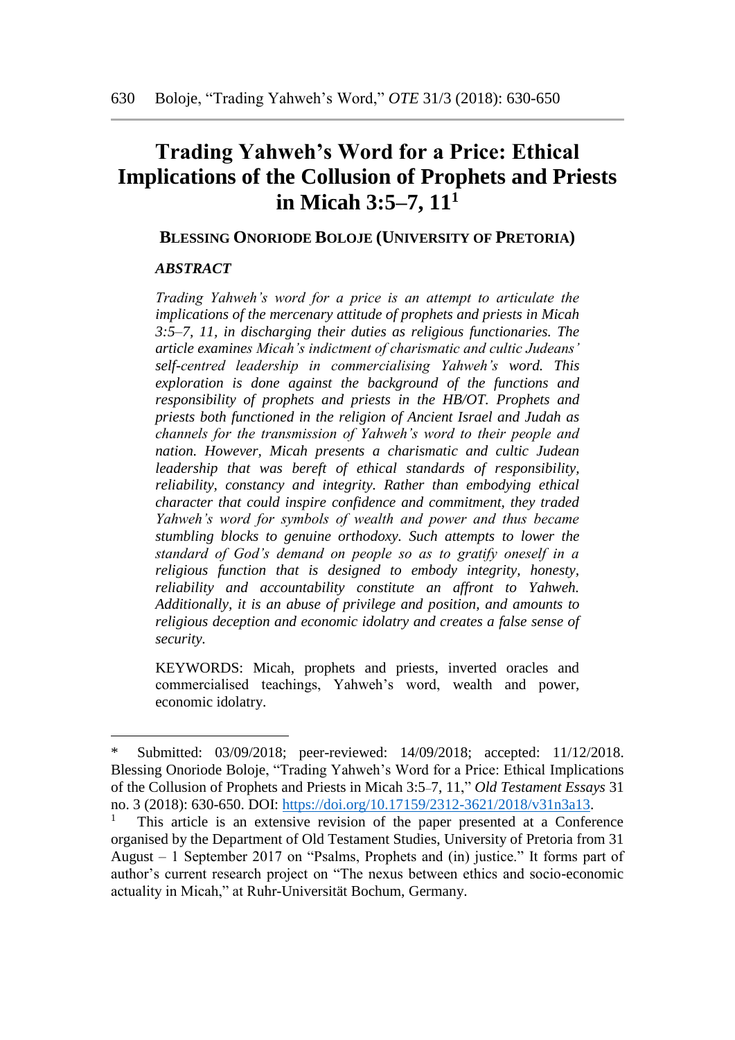# Trading Yahweh's Word for a Price: Ethical Implications of the Collusion of Prophets and Priests in Micah 3:5–7, 11[1]

**BLESSING ONORIODE BOLOJE (UNIVERSITY OF PRETORIA)**

***ABSTRACT***

*Trading Yahweh's word for a price is an attempt to articulate the implications of the mercenary attitude of prophets and priests in Micah 3:5–7, 11, in discharging their duties as religious functionaries. The article examines Micah's indictment of charismatic and cultic Judeans' self-centred leadership in commercialising Yahweh's word. This exploration is done against the background of the functions and responsibility of prophets and priests in the HB/OT. Prophets and priests both functioned in the religion of Ancient Israel and Judah as channels for the transmission of Yahweh's word to their people and nation. However, Micah presents a charismatic and cultic Judean leadership that was bereft of ethical standards of responsibility, reliability, constancy and integrity. Rather than embodying ethical character that could inspire confidence and commitment, they traded Yahweh's word for symbols of wealth and power and thus became stumbling blocks to genuine orthodoxy. Such attempts to lower the standard of God's demand on people so as to gratify oneself in a religious function that is designed to embody integrity, honesty, reliability and accountability constitute an affront to Yahweh. Additionally, it is an abuse of privilege and position, and amounts to religious deception and economic idolatry and creates a false sense of security.*

KEYWORDS: Micah, prophets and priests, inverted oracles and commercialised teachings, Yahweh's word, wealth and power, economic idolatry.

---

\* Submitted: 03/09/2018; peer-reviewed: 14/09/2018; accepted: 11/12/2018. Blessing Onoriode Boloje, "Trading Yahweh's Word for a Price: Ethical Implications of the Collusion of Prophets and Priests in Micah 3:5–7, 11," *Old Testament Essays* 31 no. 3 (2018): 630-650. DOI: https://doi.org/10.17159/2312-3621/2018/v31n3a13.

[1] This article is an extensive revision of the paper presented at a Conference organised by the Department of Old Testament Studies, University of Pretoria from 31 August – 1 September 2017 on "Psalms, Prophets and (in) justice." It forms part of author's current research project on "The nexus between ethics and socio-economic actuality in Micah," at Ruhr-Universität Bochum, Germany.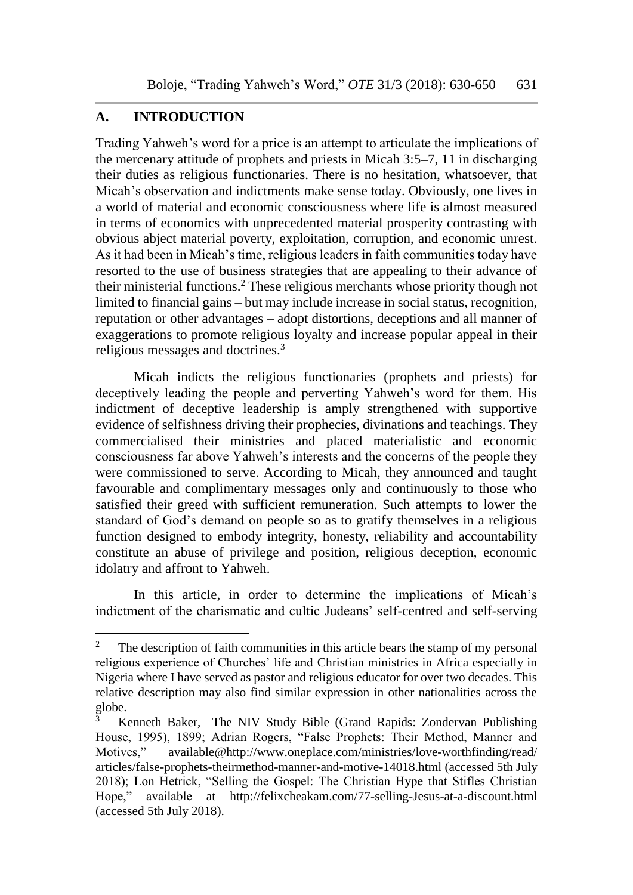## A. INTRODUCTION

Trading Yahweh's word for a price is an attempt to articulate the implications of the mercenary attitude of prophets and priests in Micah 3:5–7, 11 in discharging their duties as religious functionaries. There is no hesitation, whatsoever, that Micah's observation and indictments make sense today. Obviously, one lives in a world of material and economic consciousness where life is almost measured in terms of economics with unprecedented material prosperity contrasting with obvious abject material poverty, exploitation, corruption, and economic unrest. As it had been in Micah's time, religious leaders in faith communities today have resorted to the use of business strategies that are appealing to their advance of their ministerial functions.[2] These religious merchants whose priority though not limited to financial gains – but may include increase in social status, recognition, reputation or other advantages – adopt distortions, deceptions and all manner of exaggerations to promote religious loyalty and increase popular appeal in their religious messages and doctrines.[3]

Micah indicts the religious functionaries (prophets and priests) for deceptively leading the people and perverting Yahweh's word for them. His indictment of deceptive leadership is amply strengthened with supportive evidence of selfishness driving their prophecies, divinations and teachings. They commercialised their ministries and placed materialistic and economic consciousness far above Yahweh's interests and the concerns of the people they were commissioned to serve. According to Micah, they announced and taught favourable and complimentary messages only and continuously to those who satisfied their greed with sufficient remuneration. Such attempts to lower the standard of God's demand on people so as to gratify themselves in a religious function designed to embody integrity, honesty, reliability and accountability constitute an abuse of privilege and position, religious deception, economic idolatry and affront to Yahweh.

In this article, in order to determine the implications of Micah's indictment of the charismatic and cultic Judeans' self-centred and self-serving

---

[2] The description of faith communities in this article bears the stamp of my personal religious experience of Churches' life and Christian ministries in Africa especially in Nigeria where I have served as pastor and religious educator for over two decades. This relative description may also find similar expression in other nationalities across the globe.

[3] Kenneth Baker, The NIV Study Bible (Grand Rapids: Zondervan Publishing House, 1995), 1899; Adrian Rogers, "False Prophets: Their Method, Manner and Motives," available@http://www.oneplace.com/ministries/love-worthfinding/read/articles/false-prophets-theirmethod-manner-and-motive-14018.html (accessed 5th July 2018); Lon Hetrick, "Selling the Gospel: The Christian Hype that Stifles Christian Hope," available at http://felixcheakam.com/77-selling-Jesus-at-a-discount.html (accessed 5th July 2018).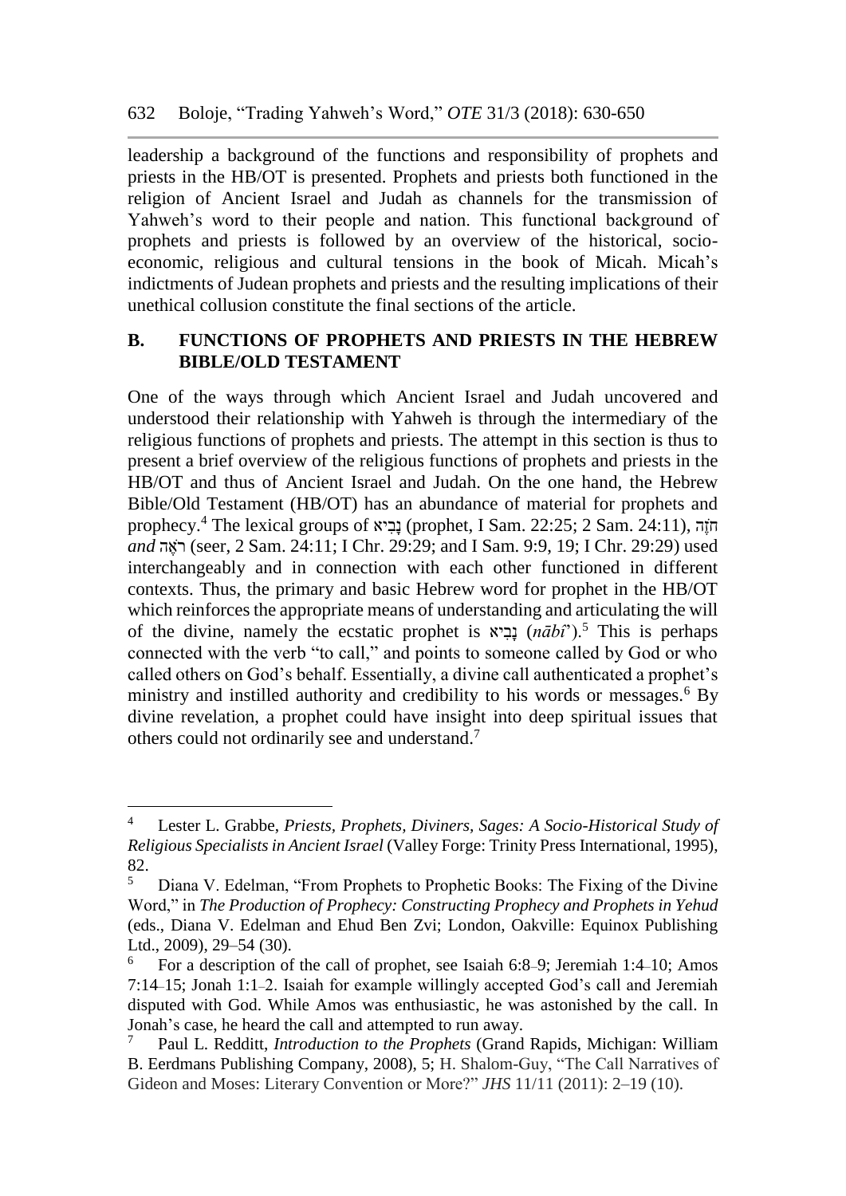leadership a background of the functions and responsibility of prophets and priests in the HB/OT is presented. Prophets and priests both functioned in the religion of Ancient Israel and Judah as channels for the transmission of Yahweh's word to their people and nation. This functional background of prophets and priests is followed by an overview of the historical, socio-economic, religious and cultural tensions in the book of Micah. Micah's indictments of Judean prophets and priests and the resulting implications of their unethical collusion constitute the final sections of the article.

## B. FUNCTIONS OF PROPHETS AND PRIESTS IN THE HEBREW BIBLE/OLD TESTAMENT

One of the ways through which Ancient Israel and Judah uncovered and understood their relationship with Yahweh is through the intermediary of the religious functions of prophets and priests. The attempt in this section is thus to present a brief overview of the religious functions of prophets and priests in the HB/OT and thus of Ancient Israel and Judah. On the one hand, the Hebrew Bible/Old Testament (HB/OT) has an abundance of material for prophets and prophecy.[4] The lexical groups of נָבִיא (prophet, I Sam. 22:25; 2 Sam. 24:11), חֹזֶה *and* רֹאֶה (seer, 2 Sam. 24:11; I Chr. 29:29; and I Sam. 9:9, 19; I Chr. 29:29) used interchangeably and in connection with each other functioned in different contexts. Thus, the primary and basic Hebrew word for prophet in the HB/OT which reinforces the appropriate means of understanding and articulating the will of the divine, namely the ecstatic prophet is נָבִיא (*nābîʾ*).[5] This is perhaps connected with the verb "to call," and points to someone called by God or who called others on God's behalf. Essentially, a divine call authenticated a prophet's ministry and instilled authority and credibility to his words or messages.[6] By divine revelation, a prophet could have insight into deep spiritual issues that others could not ordinarily see and understand.[7]

---

[4] Lester L. Grabbe, *Priests, Prophets, Diviners, Sages: A Socio-Historical Study of Religious Specialists in Ancient Israel* (Valley Forge: Trinity Press International, 1995), 82.

[5] Diana V. Edelman, "From Prophets to Prophetic Books: The Fixing of the Divine Word," in *The Production of Prophecy: Constructing Prophecy and Prophets in Yehud* (eds., Diana V. Edelman and Ehud Ben Zvi; London, Oakville: Equinox Publishing Ltd., 2009), 29–54 (30).

[6] For a description of the call of prophet, see Isaiah 6:8–9; Jeremiah 1:4–10; Amos 7:14–15; Jonah 1:1–2. Isaiah for example willingly accepted God's call and Jeremiah disputed with God. While Amos was enthusiastic, he was astonished by the call. In Jonah's case, he heard the call and attempted to run away.

[7] Paul L. Redditt, *Introduction to the Prophets* (Grand Rapids, Michigan: William B. Eerdmans Publishing Company, 2008), 5; H. Shalom-Guy, "The Call Narratives of Gideon and Moses: Literary Convention or More?" *JHS* 11/11 (2011): 2–19 (10).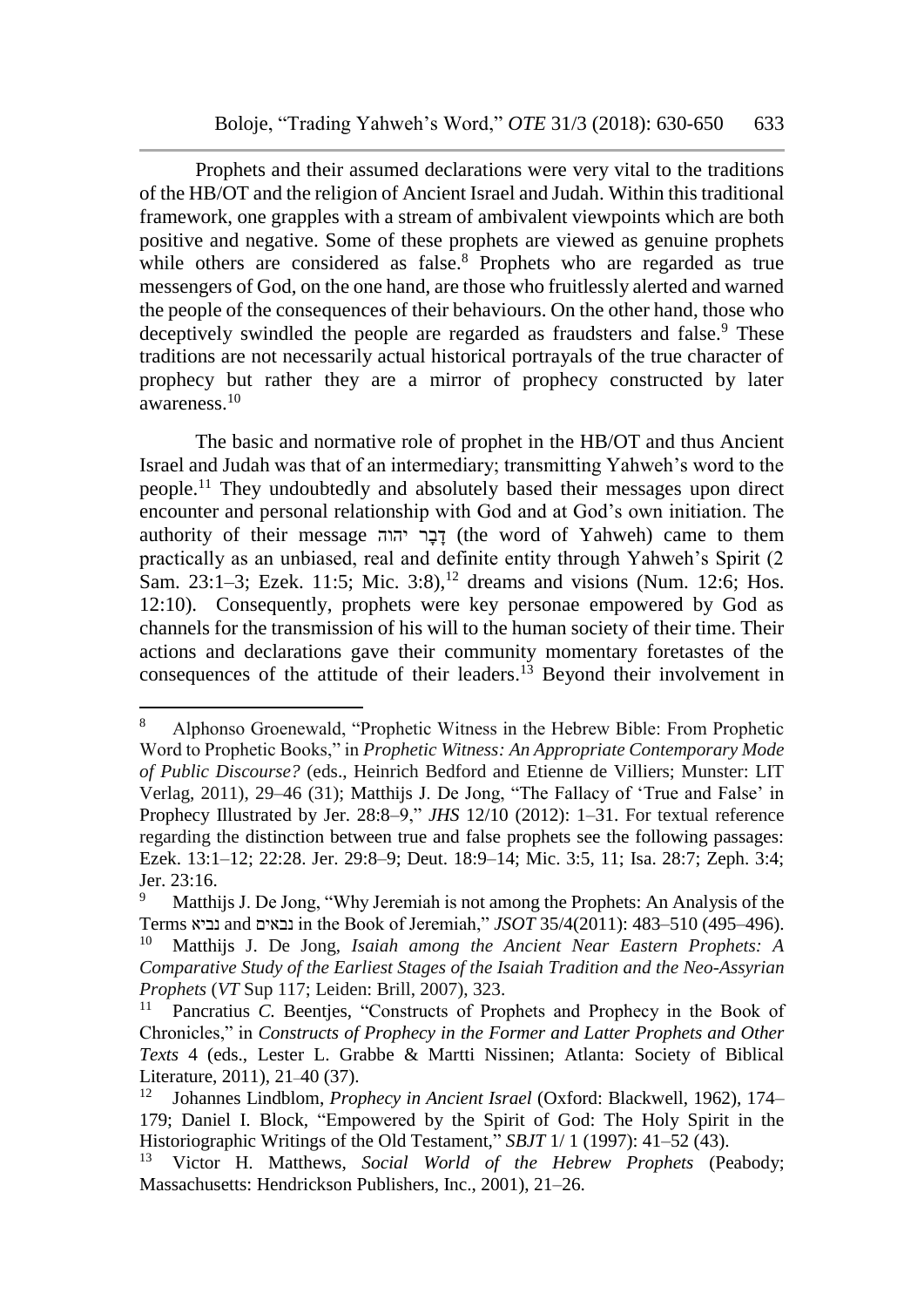Prophets and their assumed declarations were very vital to the traditions of the HB/OT and the religion of Ancient Israel and Judah. Within this traditional framework, one grapples with a stream of ambivalent viewpoints which are both positive and negative. Some of these prophets are viewed as genuine prophets while others are considered as false.[8] Prophets who are regarded as true messengers of God, on the one hand, are those who fruitlessly alerted and warned the people of the consequences of their behaviours. On the other hand, those who deceptively swindled the people are regarded as fraudsters and false.[9] These traditions are not necessarily actual historical portrayals of the true character of prophecy but rather they are a mirror of prophecy constructed by later awareness.[10]

The basic and normative role of prophet in the HB/OT and thus Ancient Israel and Judah was that of an intermediary; transmitting Yahweh's word to the people.[11] They undoubtedly and absolutely based their messages upon direct encounter and personal relationship with God and at God's own initiation. The authority of their message דָבָר יהוה (the word of Yahweh) came to them practically as an unbiased, real and definite entity through Yahweh's Spirit (2 Sam. 23:1–3; Ezek. 11:5; Mic. 3:8),[12] dreams and visions (Num. 12:6; Hos. 12:10). Consequently, prophets were key personae empowered by God as channels for the transmission of his will to the human society of their time. Their actions and declarations gave their community momentary foretastes of the consequences of the attitude of their leaders.[13] Beyond their involvement in

---

[8] Alphonso Groenewald, "Prophetic Witness in the Hebrew Bible: From Prophetic Word to Prophetic Books," in *Prophetic Witness: An Appropriate Contemporary Mode of Public Discourse?* (eds., Heinrich Bedford and Etienne de Villiers; Munster: LIT Verlag, 2011), 29–46 (31); Matthijs J. De Jong, "The Fallacy of 'True and False' in Prophecy Illustrated by Jer. 28:8–9," *JHS* 12/10 (2012): 1–31. For textual reference regarding the distinction between true and false prophets see the following passages: Ezek. 13:1–12; 22:28. Jer. 29:8–9; Deut. 18:9–14; Mic. 3:5, 11; Isa. 28:7; Zeph. 3:4; Jer. 23:16.

[9] Matthijs J. De Jong, "Why Jeremiah is not among the Prophets: An Analysis of the Terms נביא and נבאים in the Book of Jeremiah," *JSOT* 35/4(2011): 483–510 (495–496).

[10] Matthijs J. De Jong, *Isaiah among the Ancient Near Eastern Prophets: A Comparative Study of the Earliest Stages of the Isaiah Tradition and the Neo-Assyrian Prophets* (*VT* Sup 117; Leiden: Brill, 2007), 323.

[11] Pancratius *C.* Beentjes, "Constructs of Prophets and Prophecy in the Book of Chronicles," in *Constructs of Prophecy in the Former and Latter Prophets and Other Texts* 4 (eds., Lester L. Grabbe & Martti Nissinen; Atlanta: Society of Biblical Literature, 2011), 21–40 (37).

[12] Johannes Lindblom, *Prophecy in Ancient Israel* (Oxford: Blackwell, 1962), 174–179; Daniel I. Block, "Empowered by the Spirit of God: The Holy Spirit in the Historiographic Writings of the Old Testament," *SBJT* 1/ 1 (1997): 41–52 (43).

[13] Victor H. Matthews, *Social World of the Hebrew Prophets* (Peabody; Massachusetts: Hendrickson Publishers, Inc., 2001), 21–26.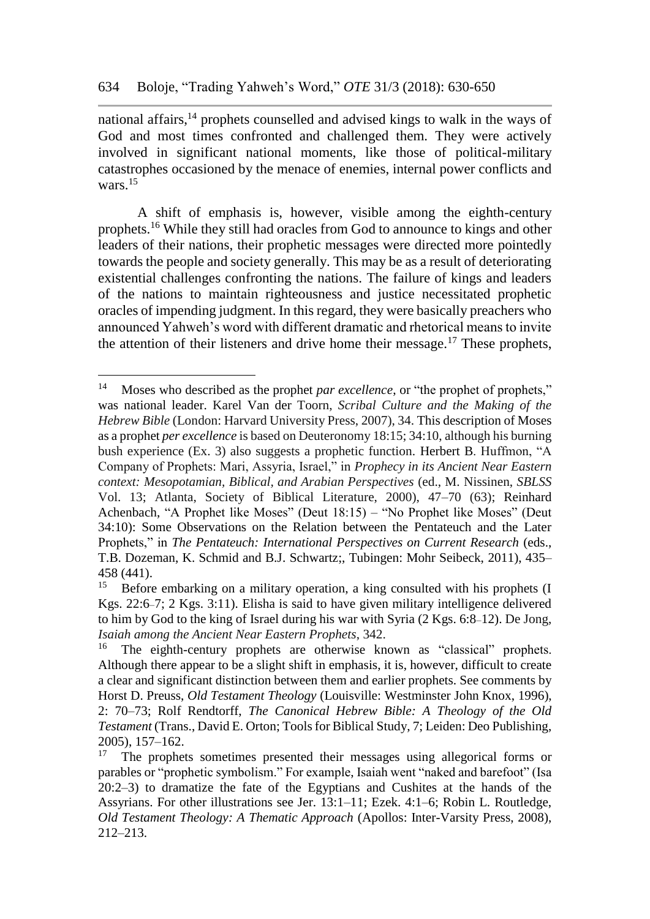national affairs,[14] prophets counselled and advised kings to walk in the ways of God and most times confronted and challenged them. They were actively involved in significant national moments, like those of political-military catastrophes occasioned by the menace of enemies, internal power conflicts and wars.[15]

A shift of emphasis is, however, visible among the eighth-century prophets.[16] While they still had oracles from God to announce to kings and other leaders of their nations, their prophetic messages were directed more pointedly towards the people and society generally. This may be as a result of deteriorating existential challenges confronting the nations. The failure of kings and leaders of the nations to maintain righteousness and justice necessitated prophetic oracles of impending judgment. In this regard, they were basically preachers who announced Yahweh's word with different dramatic and rhetorical means to invite the attention of their listeners and drive home their message.[17] These prophets,

---

[14] Moses who described as the prophet *par excellence*, or "the prophet of prophets," was national leader. Karel Van der Toorn, *Scribal Culture and the Making of the Hebrew Bible* (London: Harvard University Press, 2007), 34. This description of Moses as a prophet *per excellence* is based on Deuteronomy 18:15; 34:10, although his burning bush experience (Ex. 3) also suggests a prophetic function. Herbert B. Huffmon, "A Company of Prophets: Mari, Assyria, Israel," in *Prophecy in its Ancient Near Eastern context: Mesopotamian, Biblical, and Arabian Perspectives* (ed., M. Nissinen, *SBLSS* Vol. 13; Atlanta, Society of Biblical Literature, 2000), 47–70 (63); Reinhard Achenbach, "A Prophet like Moses" (Deut 18:15) – "No Prophet like Moses" (Deut 34:10): Some Observations on the Relation between the Pentateuch and the Later Prophets," in *The Pentateuch: International Perspectives on Current Research* (eds., T.B. Dozeman, K. Schmid and B.J. Schwartz;, Tubingen: Mohr Seibeck, 2011), 435–458 (441).

[15] Before embarking on a military operation, a king consulted with his prophets (I Kgs. 22:6–7; 2 Kgs. 3:11). Elisha is said to have given military intelligence delivered to him by God to the king of Israel during his war with Syria (2 Kgs. 6:8–12). De Jong, *Isaiah among the Ancient Near Eastern Prophets*, 342.

[16] The eighth-century prophets are otherwise known as "classical" prophets. Although there appear to be a slight shift in emphasis, it is, however, difficult to create a clear and significant distinction between them and earlier prophets. See comments by Horst D. Preuss, *Old Testament Theology* (Louisville: Westminster John Knox, 1996), 2: 70–73; Rolf Rendtorff, *The Canonical Hebrew Bible: A Theology of the Old Testament* (Trans., David E. Orton; Tools for Biblical Study, 7; Leiden: Deo Publishing, 2005), 157–162.

[17] The prophets sometimes presented their messages using allegorical forms or parables or "prophetic symbolism." For example, Isaiah went "naked and barefoot" (Isa 20:2–3) to dramatize the fate of the Egyptians and Cushites at the hands of the Assyrians. For other illustrations see Jer. 13:1–11; Ezek. 4:1–6; Robin L. Routledge, *Old Testament Theology: A Thematic Approach* (Apollos: Inter-Varsity Press, 2008), 212–213.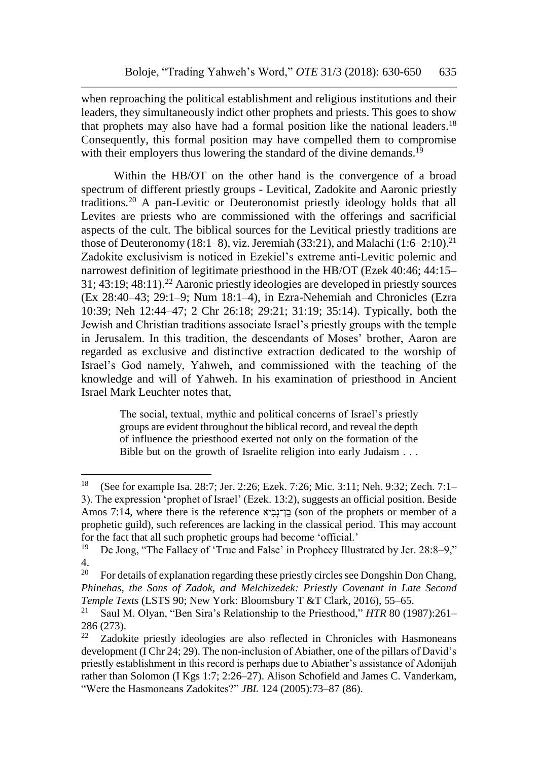when reproaching the political establishment and religious institutions and their leaders, they simultaneously indict other prophets and priests. This goes to show that prophets may also have had a formal position like the national leaders.[18] Consequently, this formal position may have compelled them to compromise with their employers thus lowering the standard of the divine demands.[19]

Within the HB/OT on the other hand is the convergence of a broad spectrum of different priestly groups - Levitical, Zadokite and Aaronic priestly traditions.[20] A pan-Levitic or Deuteronomist priestly ideology holds that all Levites are priests who are commissioned with the offerings and sacrificial aspects of the cult. The biblical sources for the Levitical priestly traditions are those of Deuteronomy (18:1–8), viz. Jeremiah (33:21), and Malachi (1:6–2:10).[21] Zadokite exclusivism is noticed in Ezekiel's extreme anti-Levitic polemic and narrowest definition of legitimate priesthood in the HB/OT (Ezek 40:46; 44:15–31; 43:19; 48:11).[22] Aaronic priestly ideologies are developed in priestly sources (Ex 28:40–43; 29:1–9; Num 18:1–4), in Ezra-Nehemiah and Chronicles (Ezra 10:39; Neh 12:44–47; 2 Chr 26:18; 29:21; 31:19; 35:14). Typically, both the Jewish and Christian traditions associate Israel's priestly groups with the temple in Jerusalem. In this tradition, the descendants of Moses' brother, Aaron are regarded as exclusive and distinctive extraction dedicated to the worship of Israel's God namely, Yahweh, and commissioned with the teaching of the knowledge and will of Yahweh. In his examination of priesthood in Ancient Israel Mark Leuchter notes that,

> The social, textual, mythic and political concerns of Israel's priestly groups are evident throughout the biblical record, and reveal the depth of influence the priesthood exerted not only on the formation of the Bible but on the growth of Israelite religion into early Judaism . . .

---

[18] (See for example Isa. 28:7; Jer. 2:26; Ezek. 7:26; Mic. 3:11; Neh. 9:32; Zech. 7:1–3). The expression 'prophet of Israel' (Ezek. 13:2), suggests an official position. Beside Amos 7:14, where there is the reference בֶּן־נָבִיא (son of the prophets or member of a prophetic guild), such references are lacking in the classical period. This may account for the fact that all such prophetic groups had become 'official.'

[19] De Jong, "The Fallacy of 'True and False' in Prophecy Illustrated by Jer. 28:8–9," 4.

[20] For details of explanation regarding these priestly circles see Dongshin Don Chang, *Phinehas, the Sons of Zadok, and Melchizedek: Priestly Covenant in Late Second Temple Texts* (LSTS 90; New York: Bloomsbury T &T Clark, 2016), 55–65.

[21] Saul M. Olyan, "Ben Sira's Relationship to the Priesthood," *HTR* 80 (1987):261–286 (273).

[22] Zadokite priestly ideologies are also reflected in Chronicles with Hasmoneans development (I Chr 24; 29). The non-inclusion of Abiather, one of the pillars of David's priestly establishment in this record is perhaps due to Abiather's assistance of Adonijah rather than Solomon (I Kgs 1:7; 2:26–27). Alison Schofield and James C. Vanderkam, "Were the Hasmoneans Zadokites?" *JBL* 124 (2005):73–87 (86).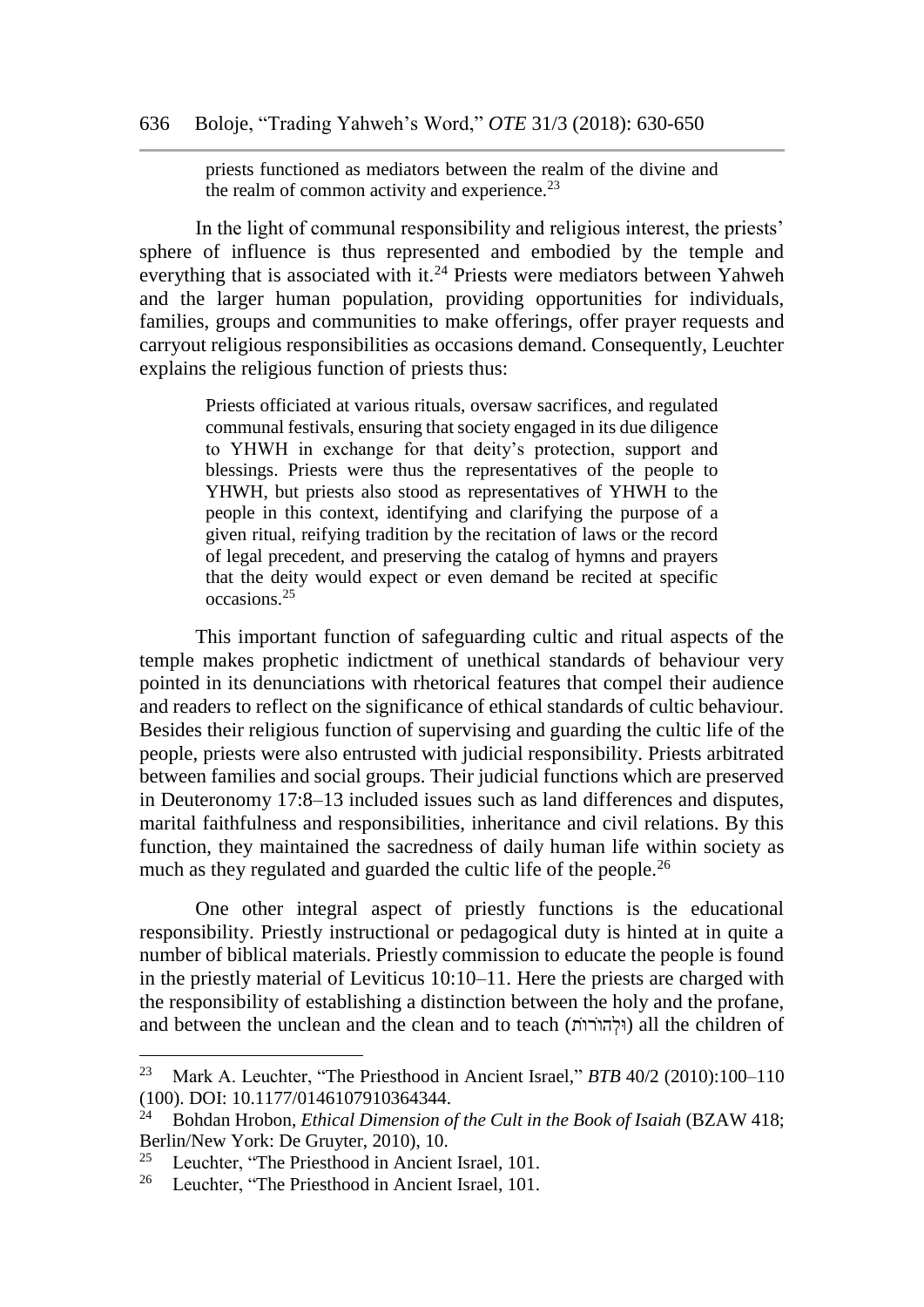> priests functioned as mediators between the realm of the divine and the realm of common activity and experience.[23]

In the light of communal responsibility and religious interest, the priests' sphere of influence is thus represented and embodied by the temple and everything that is associated with it.[24] Priests were mediators between Yahweh and the larger human population, providing opportunities for individuals, families, groups and communities to make offerings, offer prayer requests and carryout religious responsibilities as occasions demand. Consequently, Leuchter explains the religious function of priests thus:

> Priests officiated at various rituals, oversaw sacrifices, and regulated communal festivals, ensuring that society engaged in its due diligence to YHWH in exchange for that deity's protection, support and blessings. Priests were thus the representatives of the people to YHWH, but priests also stood as representatives of YHWH to the people in this context, identifying and clarifying the purpose of a given ritual, reifying tradition by the recitation of laws or the record of legal precedent, and preserving the catalog of hymns and prayers that the deity would expect or even demand be recited at specific occasions.[25]

This important function of safeguarding cultic and ritual aspects of the temple makes prophetic indictment of unethical standards of behaviour very pointed in its denunciations with rhetorical features that compel their audience and readers to reflect on the significance of ethical standards of cultic behaviour. Besides their religious function of supervising and guarding the cultic life of the people, priests were also entrusted with judicial responsibility. Priests arbitrated between families and social groups. Their judicial functions which are preserved in Deuteronomy 17:8–13 included issues such as land differences and disputes, marital faithfulness and responsibilities, inheritance and civil relations. By this function, they maintained the sacredness of daily human life within society as much as they regulated and guarded the cultic life of the people.[26]

One other integral aspect of priestly functions is the educational responsibility. Priestly instructional or pedagogical duty is hinted at in quite a number of biblical materials. Priestly commission to educate the people is found in the priestly material of Leviticus 10:10–11. Here the priests are charged with the responsibility of establishing a distinction between the holy and the profane, and between the unclean and the clean and to teach (וּלְהוֹרֹת) all the children of

---

[23] Mark A. Leuchter, "The Priesthood in Ancient Israel," *BTB* 40/2 (2010):100–110 (100). DOI: 10.1177/0146107910364344.

[24] Bohdan Hrobon, *Ethical Dimension of the Cult in the Book of Isaiah* (BZAW 418; Berlin/New York: De Gruyter, 2010), 10.

[25] Leuchter, "The Priesthood in Ancient Israel, 101.

[26] Leuchter, "The Priesthood in Ancient Israel, 101.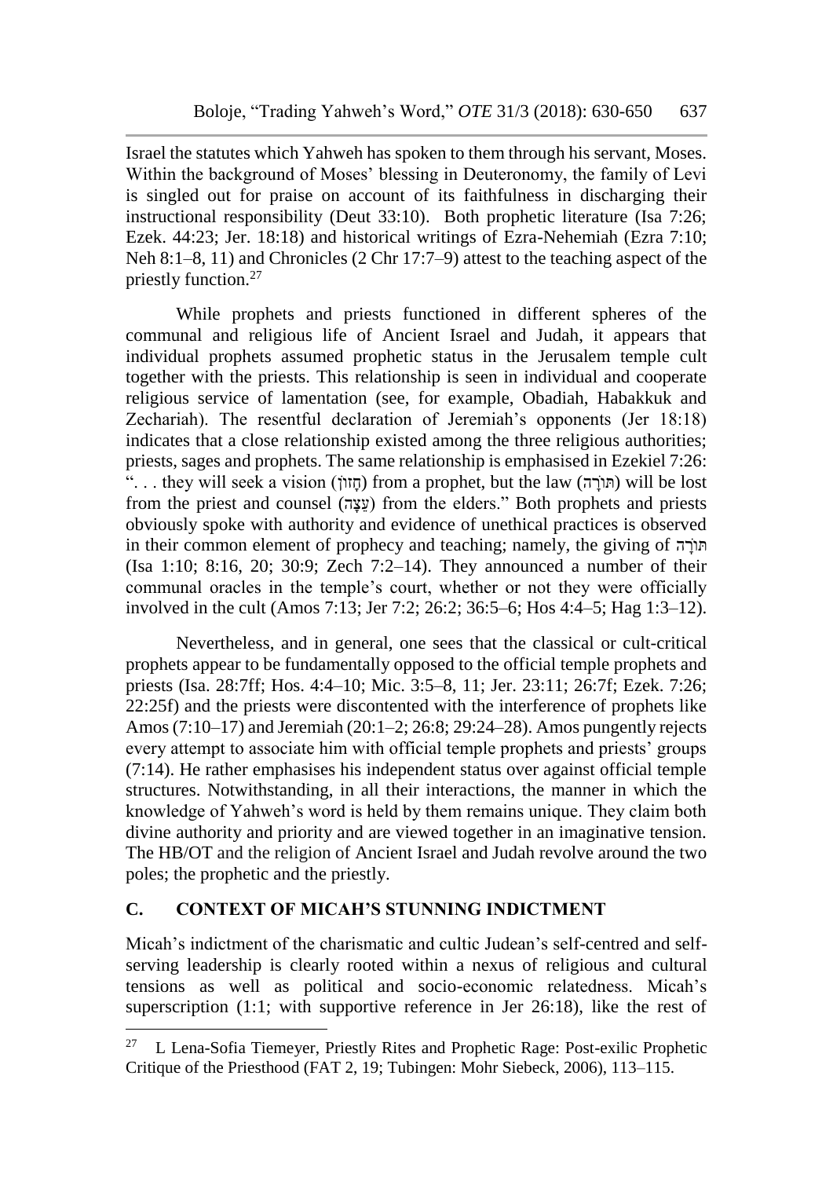Israel the statutes which Yahweh has spoken to them through his servant, Moses. Within the background of Moses' blessing in Deuteronomy, the family of Levi is singled out for praise on account of its faithfulness in discharging their instructional responsibility (Deut 33:10). Both prophetic literature (Isa 7:26; Ezek. 44:23; Jer. 18:18) and historical writings of Ezra-Nehemiah (Ezra 7:10; Neh 8:1–8, 11) and Chronicles (2 Chr 17:7–9) attest to the teaching aspect of the priestly function.[27]

While prophets and priests functioned in different spheres of the communal and religious life of Ancient Israel and Judah, it appears that individual prophets assumed prophetic status in the Jerusalem temple cult together with the priests. This relationship is seen in individual and cooperate religious service of lamentation (see, for example, Obadiah, Habakkuk and Zechariah). The resentful declaration of Jeremiah's opponents (Jer 18:18) indicates that a close relationship existed among the three religious authorities; priests, sages and prophets. The same relationship is emphasised in Ezekiel 7:26: ". . . they will seek a vision (חָזוֹן) from a prophet, but the law (תּוֹרָה) will be lost from the priest and counsel (עֵצָה) from the elders." Both prophets and priests obviously spoke with authority and evidence of unethical practices is observed in their common element of prophecy and teaching; namely, the giving of תּוֹרָה (Isa 1:10; 8:16, 20; 30:9; Zech 7:2–14). They announced a number of their communal oracles in the temple's court, whether or not they were officially involved in the cult (Amos 7:13; Jer 7:2; 26:2; 36:5–6; Hos 4:4–5; Hag 1:3–12).

Nevertheless, and in general, one sees that the classical or cult-critical prophets appear to be fundamentally opposed to the official temple prophets and priests (Isa. 28:7ff; Hos. 4:4–10; Mic. 3:5–8, 11; Jer. 23:11; 26:7f; Ezek. 7:26; 22:25f) and the priests were discontented with the interference of prophets like Amos (7:10–17) and Jeremiah (20:1–2; 26:8; 29:24–28). Amos pungently rejects every attempt to associate him with official temple prophets and priests' groups (7:14). He rather emphasises his independent status over against official temple structures. Notwithstanding, in all their interactions, the manner in which the knowledge of Yahweh's word is held by them remains unique. They claim both divine authority and priority and are viewed together in an imaginative tension. The HB/OT and the religion of Ancient Israel and Judah revolve around the two poles; the prophetic and the priestly.

## C. CONTEXT OF MICAH'S STUNNING INDICTMENT

Micah's indictment of the charismatic and cultic Judean's self-centred and self-serving leadership is clearly rooted within a nexus of religious and cultural tensions as well as political and socio-economic relatedness. Micah's superscription (1:1; with supportive reference in Jer 26:18), like the rest of

---

[27] L Lena-Sofia Tiemeyer, Priestly Rites and Prophetic Rage: Post-exilic Prophetic Critique of the Priesthood (FAT 2, 19; Tubingen: Mohr Siebeck, 2006), 113–115.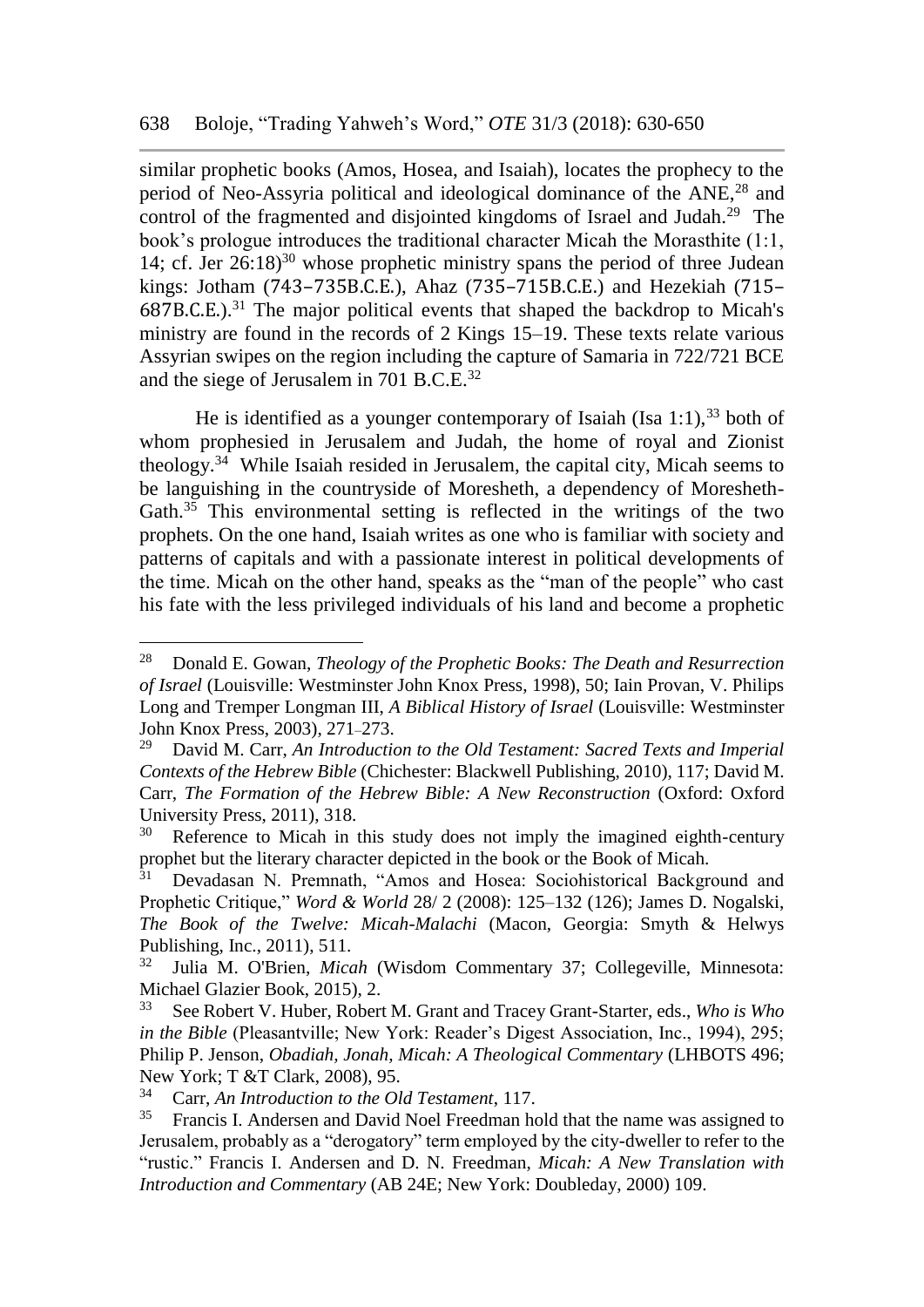similar prophetic books (Amos, Hosea, and Isaiah), locates the prophecy to the period of Neo-Assyria political and ideological dominance of the ANE,[28] and control of the fragmented and disjointed kingdoms of Israel and Judah.[29] The book's prologue introduces the traditional character Micah the Morasthite (1:1, 14; cf. Jer 26:18)[30] whose prophetic ministry spans the period of three Judean kings: Jotham (743–735B.C.E.), Ahaz (735–715B.C.E.) and Hezekiah (715–687B.C.E.).[31] The major political events that shaped the backdrop to Micah's ministry are found in the records of 2 Kings 15–19. These texts relate various Assyrian swipes on the region including the capture of Samaria in 722/721 BCE and the siege of Jerusalem in 701 B.C.E.[32]

He is identified as a younger contemporary of Isaiah (Isa 1:1),[33] both of whom prophesied in Jerusalem and Judah, the home of royal and Zionist theology.[34] While Isaiah resided in Jerusalem, the capital city, Micah seems to be languishing in the countryside of Moresheth, a dependency of Moresheth-Gath.[35] This environmental setting is reflected in the writings of the two prophets. On the one hand, Isaiah writes as one who is familiar with society and patterns of capitals and with a passionate interest in political developments of the time. Micah on the other hand, speaks as the "man of the people" who cast his fate with the less privileged individuals of his land and become a prophetic

---

[28] Donald E. Gowan, *Theology of the Prophetic Books: The Death and Resurrection of Israel* (Louisville: Westminster John Knox Press, 1998), 50; Iain Provan, V. Philips Long and Tremper Longman III, *A Biblical History of Israel* (Louisville: Westminster John Knox Press, 2003), 271–273.

[29] David M. Carr, *An Introduction to the Old Testament: Sacred Texts and Imperial Contexts of the Hebrew Bible* (Chichester: Blackwell Publishing, 2010), 117; David M. Carr, *The Formation of the Hebrew Bible: A New Reconstruction* (Oxford: Oxford University Press, 2011), 318.

[30] Reference to Micah in this study does not imply the imagined eighth-century prophet but the literary character depicted in the book or the Book of Micah.

[31] Devadasan N. Premnath, "Amos and Hosea: Sociohistorical Background and Prophetic Critique," *Word & World* 28/ 2 (2008): 125–132 (126); James D. Nogalski, *The Book of the Twelve: Micah-Malachi* (Macon, Georgia: Smyth & Helwys Publishing, Inc., 2011), 511.

[32] Julia M. O'Brien, *Micah* (Wisdom Commentary 37; Collegeville, Minnesota: Michael Glazier Book, 2015), 2.

[33] See Robert V. Huber, Robert M. Grant and Tracey Grant-Starter, eds., *Who is Who in the Bible* (Pleasantville; New York: Reader's Digest Association, Inc., 1994), 295; Philip P. Jenson, *Obadiah, Jonah, Micah: A Theological Commentary* (LHBOTS 496; New York; T &T Clark, 2008), 95.

[34] Carr, *An Introduction to the Old Testament*, 117.

[35] Francis I. Andersen and David Noel Freedman hold that the name was assigned to Jerusalem, probably as a "derogatory" term employed by the city-dweller to refer to the "rustic." Francis I. Andersen and D. N. Freedman, *Micah: A New Translation with Introduction and Commentary* (AB 24E; New York: Doubleday, 2000) 109.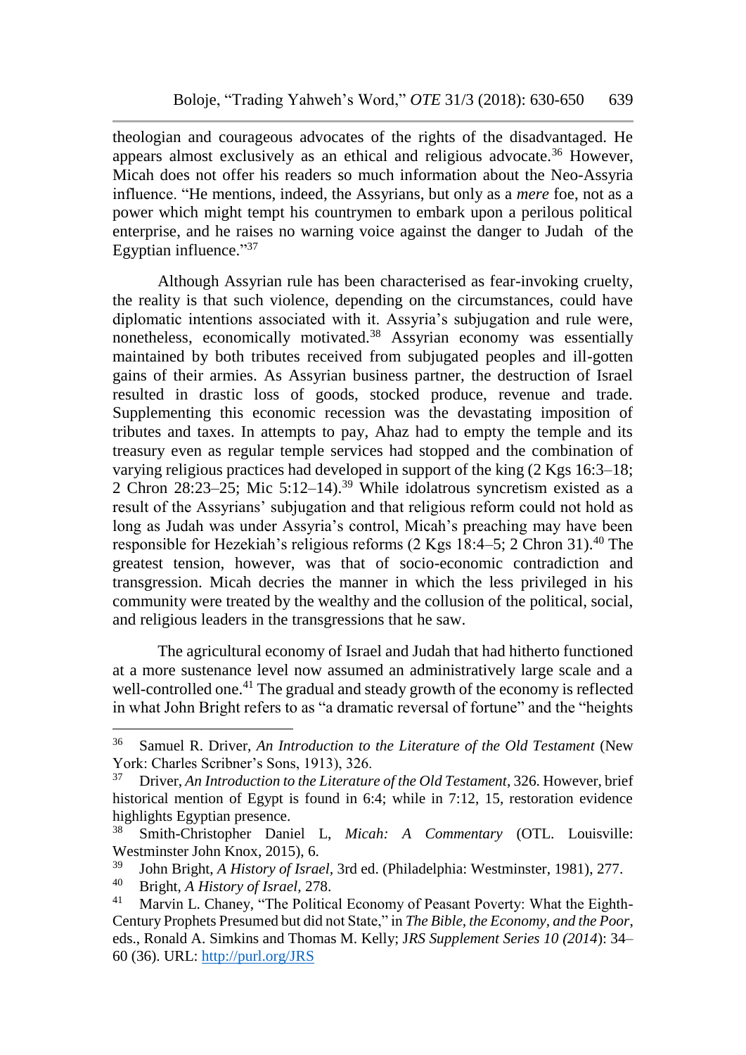theologian and courageous advocates of the rights of the disadvantaged. He appears almost exclusively as an ethical and religious advocate.[36] However, Micah does not offer his readers so much information about the Neo-Assyria influence. "He mentions, indeed, the Assyrians, but only as a *mere* foe, not as a power which might tempt his countrymen to embark upon a perilous political enterprise, and he raises no warning voice against the danger to Judah of the Egyptian influence."[37]

Although Assyrian rule has been characterised as fear-invoking cruelty, the reality is that such violence, depending on the circumstances, could have diplomatic intentions associated with it. Assyria's subjugation and rule were, nonetheless, economically motivated.[38] Assyrian economy was essentially maintained by both tributes received from subjugated peoples and ill-gotten gains of their armies. As Assyrian business partner, the destruction of Israel resulted in drastic loss of goods, stocked produce, revenue and trade. Supplementing this economic recession was the devastating imposition of tributes and taxes. In attempts to pay, Ahaz had to empty the temple and its treasury even as regular temple services had stopped and the combination of varying religious practices had developed in support of the king (2 Kgs 16:3–18; 2 Chron 28:23–25; Mic 5:12–14).[39] While idolatrous syncretism existed as a result of the Assyrians' subjugation and that religious reform could not hold as long as Judah was under Assyria's control, Micah's preaching may have been responsible for Hezekiah's religious reforms (2 Kgs 18:4–5; 2 Chron 31).[40] The greatest tension, however, was that of socio-economic contradiction and transgression. Micah decries the manner in which the less privileged in his community were treated by the wealthy and the collusion of the political, social, and religious leaders in the transgressions that he saw.

The agricultural economy of Israel and Judah that had hitherto functioned at a more sustenance level now assumed an administratively large scale and a well-controlled one.[41] The gradual and steady growth of the economy is reflected in what John Bright refers to as "a dramatic reversal of fortune" and the "heights

---

[36] Samuel R. Driver, *An Introduction to the Literature of the Old Testament* (New York: Charles Scribner's Sons, 1913), 326.

[37] Driver, *An Introduction to the Literature of the Old Testament*, 326. However, brief historical mention of Egypt is found in 6:4; while in 7:12, 15, restoration evidence highlights Egyptian presence.

[38] Smith-Christopher Daniel L, *Micah: A Commentary* (OTL. Louisville: Westminster John Knox, 2015), 6.

[39] John Bright, *A History of Israel*, 3rd ed. (Philadelphia: Westminster, 1981), 277.

[40] Bright, *A History of Israel*, 278.

[41] Marvin L. Chaney, "The Political Economy of Peasant Poverty: What the Eighth-Century Prophets Presumed but did not State," in *The Bible, the Economy, and the Poor*, eds., Ronald A. Simkins and Thomas M. Kelly; *JRS Supplement Series 10 (2014)*: 34–60 (36). URL: http://purl.org/JRS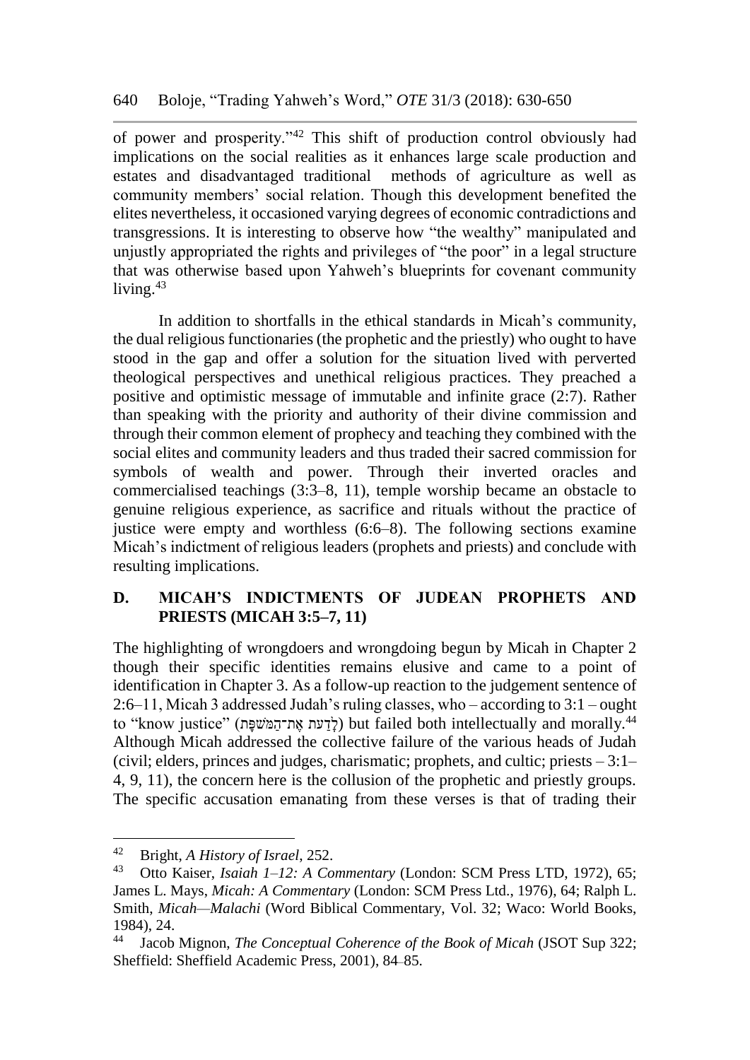of power and prosperity."[42] This shift of production control obviously had implications on the social realities as it enhances large scale production and estates and disadvantaged traditional methods of agriculture as well as community members' social relation. Though this development benefited the elites nevertheless, it occasioned varying degrees of economic contradictions and transgressions. It is interesting to observe how "the wealthy" manipulated and unjustly appropriated the rights and privileges of "the poor" in a legal structure that was otherwise based upon Yahweh's blueprints for covenant community living.[43]

In addition to shortfalls in the ethical standards in Micah's community, the dual religious functionaries (the prophetic and the priestly) who ought to have stood in the gap and offer a solution for the situation lived with perverted theological perspectives and unethical religious practices. They preached a positive and optimistic message of immutable and infinite grace (2:7). Rather than speaking with the priority and authority of their divine commission and through their common element of prophecy and teaching they combined with the social elites and community leaders and thus traded their sacred commission for symbols of wealth and power. Through their inverted oracles and commercialised teachings (3:3–8, 11), temple worship became an obstacle to genuine religious experience, as sacrifice and rituals without the practice of justice were empty and worthless (6:6–8). The following sections examine Micah's indictment of religious leaders (prophets and priests) and conclude with resulting implications.

## D. MICAH'S INDICTMENTS OF JUDEAN PROPHETS AND PRIESTS (MICAH 3:5–7, 11)

The highlighting of wrongdoers and wrongdoing begun by Micah in Chapter 2 though their specific identities remains elusive and came to a point of identification in Chapter 3. As a follow-up reaction to the judgement sentence of 2:6–11, Micah 3 addressed Judah's ruling classes, who – according to 3:1 – ought to "know justice" (לָדַעַת אֶת־הַמִּשְׁפָּט) but failed both intellectually and morally.[44] Although Micah addressed the collective failure of the various heads of Judah (civil; elders, princes and judges, charismatic; prophets, and cultic; priests – 3:1–4, 9, 11), the concern here is the collusion of the prophetic and priestly groups. The specific accusation emanating from these verses is that of trading their

---

[42] Bright, *A History of Israel*, 252.

[43] Otto Kaiser, *Isaiah 1–12: A Commentary* (London: SCM Press LTD, 1972), 65; James L. Mays, *Micah: A Commentary* (London: SCM Press Ltd., 1976), 64; Ralph L. Smith, *Micah—Malachi* (Word Biblical Commentary, Vol. 32; Waco: World Books, 1984), 24.

[44] Jacob Mignon, *The Conceptual Coherence of the Book of Micah* (JSOT Sup 322; Sheffield: Sheffield Academic Press, 2001), 84–85.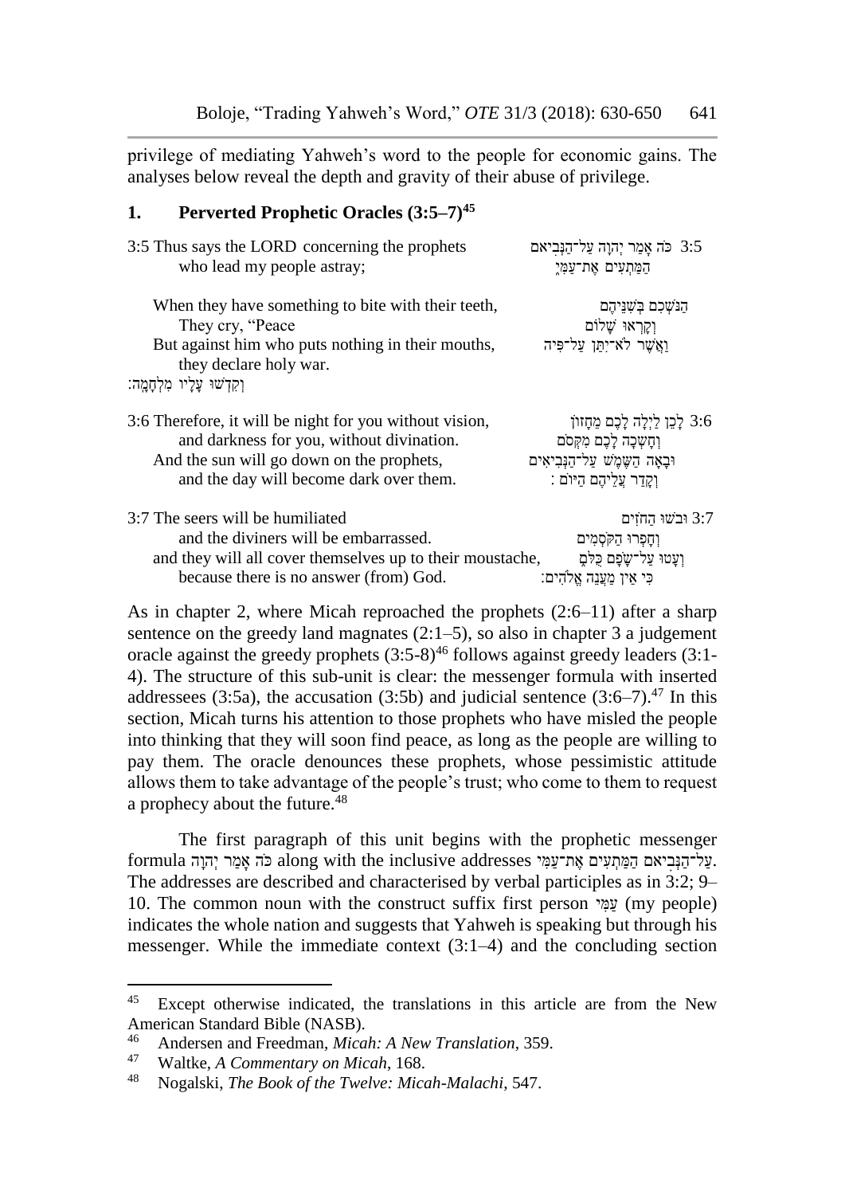privilege of mediating Yahweh's word to the people for economic gains. The analyses below reveal the depth and gravity of their abuse of privilege.

## 1. Perverted Prophetic Oracles (3:5–7)[45]

| | |
|---|---|
| 3:5 Thus says the LORD concerning the prophets | 3:5 כֹּה אָמַר יְהוָה עַל־הַנְּבִיאִם |
| who lead my people astray; | הַמַּתְעִים אֶת־עַמִּי |
| When they have something to bite with their teeth, | הַנֹּשְׁכִים בְּשִׁנֵּיהֶם |
| They cry, "Peace | וְקָרְאוּ שָׁלוֹם |
| But against him who puts nothing in their mouths, | וַאֲשֶׁר לֹא־יִתֵּן עַל־פִּיהֶם |
| they declare holy war. | וְקִדְּשׁוּ עָלָיו מִלְחָמָה: |
| 3:6 Therefore, it will be night for you without vision, | 3:6 לָכֵן לַיְלָה לָכֶם מֵחָזוֹן |
| and darkness for you, without divination. | וְחָשְׁכָה לָכֶם מִקְּסֹם |
| And the sun will go down on the prophets, | וּבָאָה הַשֶּׁמֶשׁ עַל־הַנְּבִיאִים |
| and the day will become dark over them. | וְקָדַר עֲלֵיהֶם הַיּוֹם : |
| 3:7 The seers will be humiliated | 3:7 וּבֹשׁוּ הַחֹזִים |
| and the diviners will be embarrassed. | וְחָפְרוּ הַקֹּסְמִים |
| and they will all cover themselves up to their moustache, | וְעָטוּ עַל־שָׂפָם כֻּלָּם |
| because there is no answer (from) God. | כִּי אֵין מַעֲנֵה אֱלֹהִים: |

As in chapter 2, where Micah reproached the prophets (2:6–11) after a sharp sentence on the greedy land magnates (2:1–5), so also in chapter 3 a judgement oracle against the greedy prophets (3:5-8)[46] follows against greedy leaders (3:1-4). The structure of this sub-unit is clear: the messenger formula with inserted addressees (3:5a), the accusation (3:5b) and judicial sentence (3:6–7).[47] In this section, Micah turns his attention to those prophets who have misled the people into thinking that they will soon find peace, as long as the people are willing to pay them. The oracle denounces these prophets, whose pessimistic attitude allows them to take advantage of the people's trust; who come to them to request a prophecy about the future.[48]

The first paragraph of this unit begins with the prophetic messenger formula כֹּה אָמַר יְהוָה along with the inclusive addresses עַל־הַנְּבִיאִם הַמַּתְעִים אֶת־עַמִּי. The addresses are described and characterised by verbal participles as in 3:2; 9–10. The common noun with the construct suffix first person עַמִּי (my people) indicates the whole nation and suggests that Yahweh is speaking but through his messenger. While the immediate context (3:1–4) and the concluding section

---

[45] Except otherwise indicated, the translations in this article are from the New American Standard Bible (NASB).

[46] Andersen and Freedman, *Micah: A New Translation*, 359.

[47] Waltke, *A Commentary on Micah*, 168.

[48] Nogalski, *The Book of the Twelve: Micah-Malachi*, 547.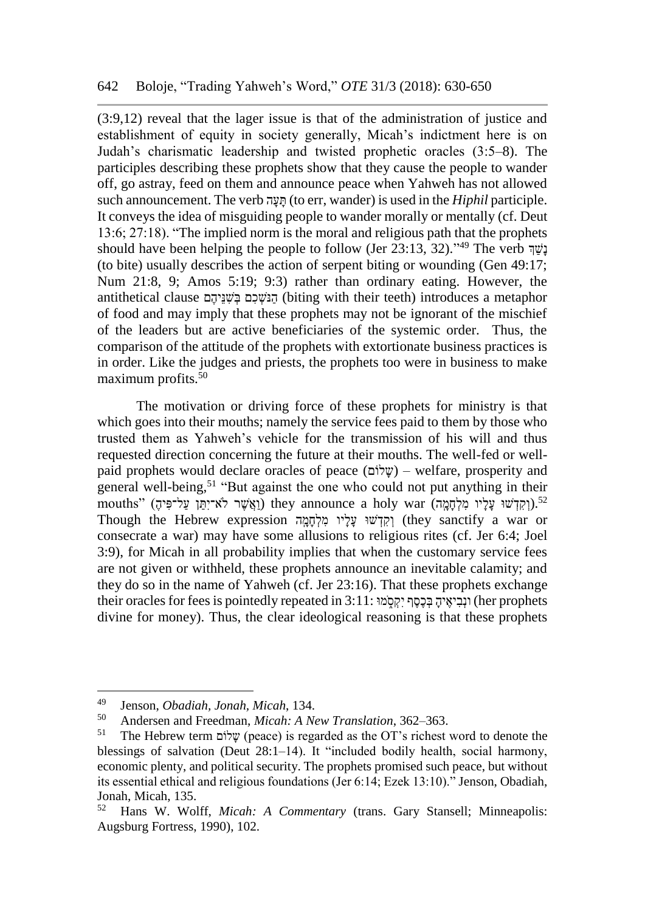(3:9,12) reveal that the lager issue is that of the administration of justice and establishment of equity in society generally, Micah's indictment here is on Judah's charismatic leadership and twisted prophetic oracles (3:5–8). The participles describing these prophets show that they cause the people to wander off, go astray, feed on them and announce peace when Yahweh has not allowed such announcement. The verb תָּעָה (to err, wander) is used in the *Hiphil* participle. It conveys the idea of misguiding people to wander morally or mentally (cf. Deut 13:6; 27:18). "The implied norm is the moral and religious path that the prophets should have been helping the people to follow (Jer 23:13, 32)."[49] The verb נָשַׁךְ (to bite) usually describes the action of serpent biting or wounding (Gen 49:17; Num 21:8, 9; Amos 5:19; 9:3) rather than ordinary eating. However, the antithetical clause הַנֹּשְׁכִים בְּשִׁנֵּיהֶם (biting with their teeth) introduces a metaphor of food and may imply that these prophets may not be ignorant of the mischief of the leaders but are active beneficiaries of the systemic order. Thus, the comparison of the attitude of the prophets with extortionate business practices is in order. Like the judges and priests, the prophets too were in business to make maximum profits.[50]

The motivation or driving force of these prophets for ministry is that which goes into their mouths; namely the service fees paid to them by those who trusted them as Yahweh's vehicle for the transmission of his will and thus requested direction concerning the future at their mouths. The well-fed or well-paid prophets would declare oracles of peace (שָׁלוֹם) – welfare, prosperity and general well-being,[51] "But against the one who could not put anything in their mouths" (וַאֲשֶׁר לֹא־יִתֵּן עַל־פִּיהֶם) they announce a holy war (וְקִדְּשׁוּ עָלָיו מִלְחָמָה).[52] Though the Hebrew expression וְקִדְּשׁוּ עָלָיו מִלְחָמָה (they sanctify a war or consecrate a war) may have some allusions to religious rites (cf. Jer 6:4; Joel 3:9), for Micah in all probability implies that when the customary service fees are not given or withheld, these prophets announce an inevitable calamity; and they do so in the name of Yahweh (cf. Jer 23:16). That these prophets exchange their oracles for fees is pointedly repeated in 3:11: וּנְבִיאֶיהָ בְּכֶסֶף יִקְסֹמוּ (her prophets divine for money). Thus, the clear ideological reasoning is that these prophets

---

[49] Jenson, *Obadiah, Jonah, Micah*, 134.

[50] Andersen and Freedman, *Micah: A New Translation*, 362–363.

[51] The Hebrew term שָׁלוֹם (peace) is regarded as the OT's richest word to denote the blessings of salvation (Deut 28:1–14). It "included bodily health, social harmony, economic plenty, and political security. The prophets promised such peace, but without its essential ethical and religious foundations (Jer 6:14; Ezek 13:10)." Jenson, Obadiah, Jonah, Micah, 135.

[52] Hans W. Wolff, *Micah: A Commentary* (trans. Gary Stansell; Minneapolis: Augsburg Fortress, 1990), 102.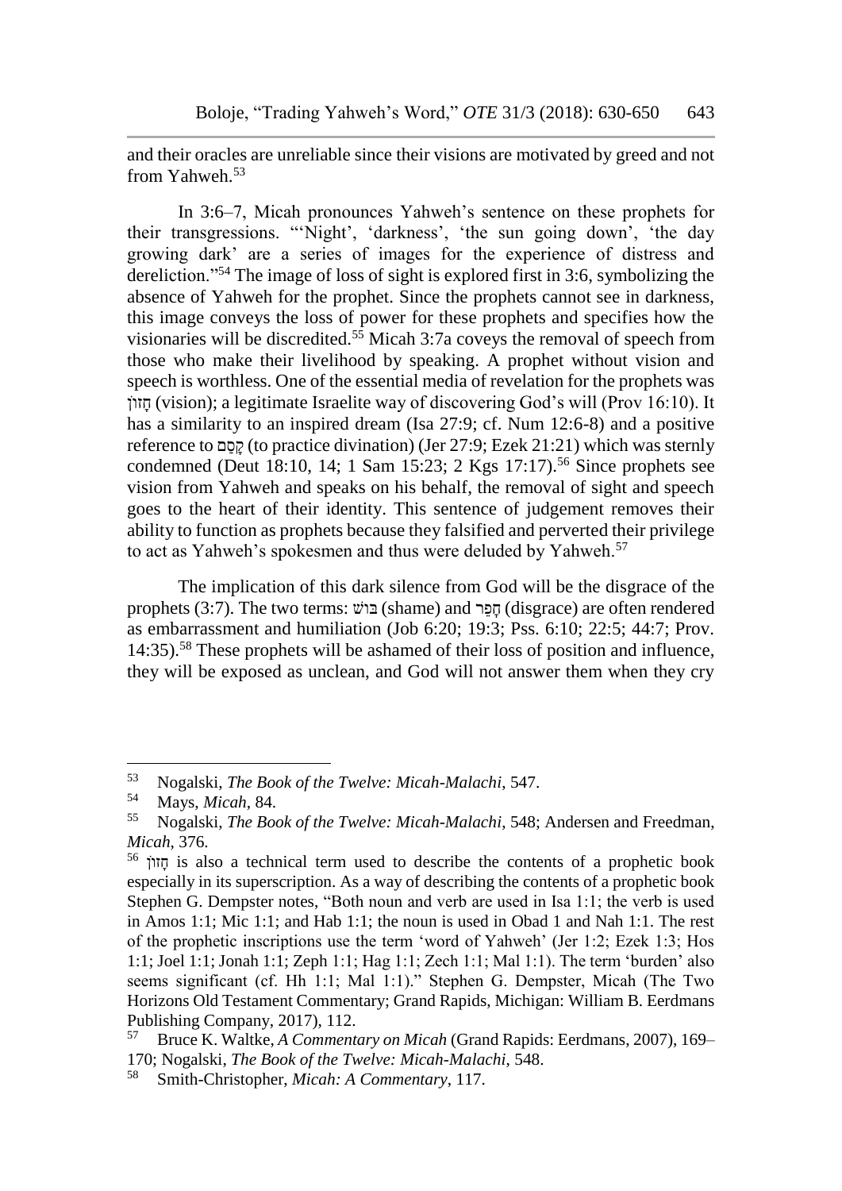and their oracles are unreliable since their visions are motivated by greed and not from Yahweh.[53]

In 3:6–7, Micah pronounces Yahweh's sentence on these prophets for their transgressions. "'Night', 'darkness', 'the sun going down', 'the day growing dark' are a series of images for the experience of distress and dereliction."[54] The image of loss of sight is explored first in 3:6, symbolizing the absence of Yahweh for the prophet. Since the prophets cannot see in darkness, this image conveys the loss of power for these prophets and specifies how the visionaries will be discredited.[55] Micah 3:7a coveys the removal of speech from those who make their livelihood by speaking. A prophet without vision and speech is worthless. One of the essential media of revelation for the prophets was חָזוֹן (vision); a legitimate Israelite way of discovering God's will (Prov 16:10). It has a similarity to an inspired dream (Isa 27:9; cf. Num 12:6-8) and a positive reference to קָסַם (to practice divination) (Jer 27:9; Ezek 21:21) which was sternly condemned (Deut 18:10, 14; 1 Sam 15:23; 2 Kgs 17:17).[56] Since prophets see vision from Yahweh and speaks on his behalf, the removal of sight and speech goes to the heart of their identity. This sentence of judgement removes their ability to function as prophets because they falsified and perverted their privilege to act as Yahweh's spokesmen and thus were deluded by Yahweh.[57]

The implication of this dark silence from God will be the disgrace of the prophets (3:7). The two terms: בּוֹשׁ (shame) and חָפֵר (disgrace) are often rendered as embarrassment and humiliation (Job 6:20; 19:3; Pss. 6:10; 22:5; 44:7; Prov. 14:35).[58] These prophets will be ashamed of their loss of position and influence, they will be exposed as unclean, and God will not answer them when they cry

---

[53] Nogalski, *The Book of the Twelve: Micah-Malachi*, 547.

[54] Mays, *Micah*, 84.

[55] Nogalski, *The Book of the Twelve: Micah-Malachi*, 548; Andersen and Freedman, *Micah*, 376.

[56] חָזוֹן is also a technical term used to describe the contents of a prophetic book especially in its superscription. As a way of describing the contents of a prophetic book Stephen G. Dempster notes, "Both noun and verb are used in Isa 1:1; the verb is used in Amos 1:1; Mic 1:1; and Hab 1:1; the noun is used in Obad 1 and Nah 1:1. The rest of the prophetic inscriptions use the term 'word of Yahweh' (Jer 1:2; Ezek 1:3; Hos 1:1; Joel 1:1; Jonah 1:1; Zeph 1:1; Hag 1:1; Zech 1:1; Mal 1:1). The term 'burden' also seems significant (cf. Hh 1:1; Mal 1:1)." Stephen G. Dempster, Micah (The Two Horizons Old Testament Commentary; Grand Rapids, Michigan: William B. Eerdmans Publishing Company, 2017), 112.

[57] Bruce K. Waltke, *A Commentary on Micah* (Grand Rapids: Eerdmans, 2007), 169–170; Nogalski, *The Book of the Twelve: Micah-Malachi*, 548.

[58] Smith-Christopher, *Micah: A Commentary*, 117.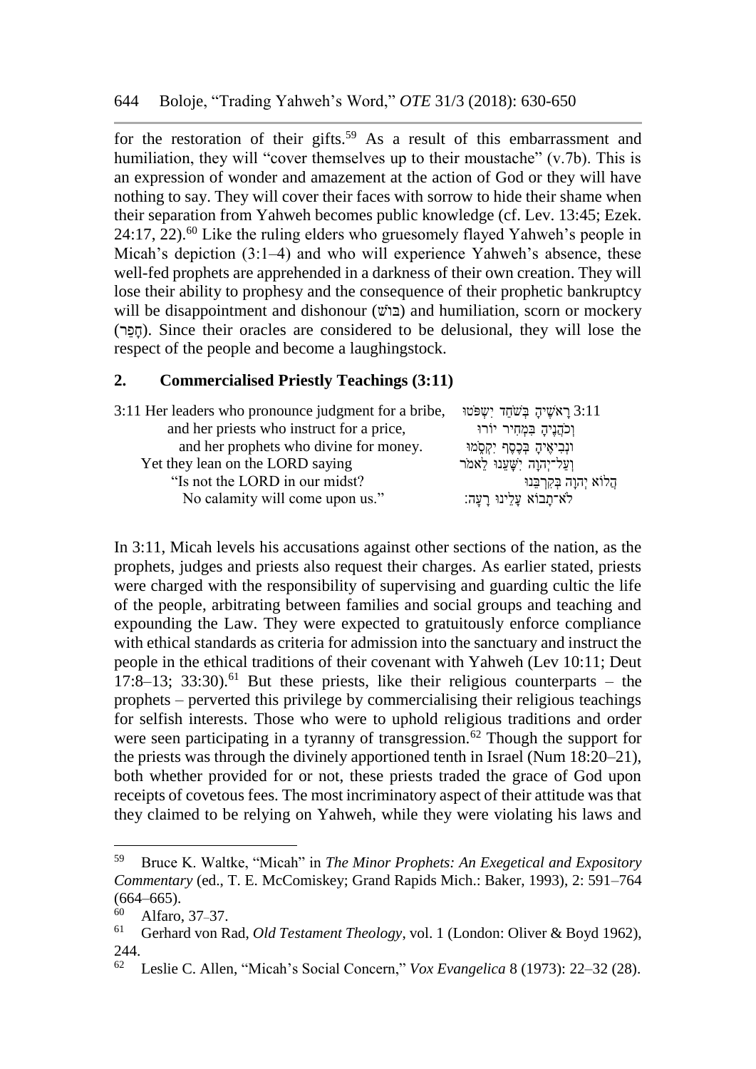for the restoration of their gifts.[59] As a result of this embarrassment and humiliation, they will "cover themselves up to their moustache" (v.7b). This is an expression of wonder and amazement at the action of God or they will have nothing to say. They will cover their faces with sorrow to hide their shame when their separation from Yahweh becomes public knowledge (cf. Lev. 13:45; Ezek. 24:17, 22).[60] Like the ruling elders who gruesomely flayed Yahweh's people in Micah's depiction (3:1–4) and who will experience Yahweh's absence, these well-fed prophets are apprehended in a darkness of their own creation. They will lose their ability to prophesy and the consequence of their prophetic bankruptcy will be disappointment and dishonour (בּוֹשׁ) and humiliation, scorn or mockery (חָפֵר). Since their oracles are considered to be delusional, they will lose the respect of the people and become a laughingstock.

## 2. Commercialised Priestly Teachings (3:11)

| | |
|---|---|
| 3:11 Her leaders who pronounce judgment for a bribe, | 3:11 רָאשֶׁיהָ בְּשֹׁחַד יִשְׁפֹּטוּ |
| and her priests who instruct for a price, | וְכֹהֲנֶיהָ בִּמְחִיר יוֹרוּ |
| and her prophets who divine for money. | וּנְבִיאֶיהָ בְּכֶסֶף יִקְסֹמוּ |
| Yet they lean on the LORD saying | וְעַל־יְהוָה יִשָּׁעֵנוּ לֵאמֹר |
| "Is not the LORD in our midst? | הֲלוֹא יְהוָה בְּקִרְבֵּנוּ |
| No calamity will come upon us." | לֹא־תָבוֹא עָלֵינוּ רָעָה׃ |

In 3:11, Micah levels his accusations against other sections of the nation, as the prophets, judges and priests also request their charges. As earlier stated, priests were charged with the responsibility of supervising and guarding cultic the life of the people, arbitrating between families and social groups and teaching and expounding the Law. They were expected to gratuitously enforce compliance with ethical standards as criteria for admission into the sanctuary and instruct the people in the ethical traditions of their covenant with Yahweh (Lev 10:11; Deut 17:8–13; 33:30).[61] But these priests, like their religious counterparts – the prophets – perverted this privilege by commercialising their religious teachings for selfish interests. Those who were to uphold religious traditions and order were seen participating in a tyranny of transgression.[62] Though the support for the priests was through the divinely apportioned tenth in Israel (Num 18:20–21), both whether provided for or not, these priests traded the grace of God upon receipts of covetous fees. The most incriminatory aspect of their attitude was that they claimed to be relying on Yahweh, while they were violating his laws and

---

[59] Bruce K. Waltke, "Micah" in *The Minor Prophets: An Exegetical and Expository Commentary* (ed., T. E. McComiskey; Grand Rapids Mich.: Baker, 1993), 2: 591–764 (664–665).

[60] Alfaro, 37–37.

[61] Gerhard von Rad, *Old Testament Theology*, vol. 1 (London: Oliver & Boyd 1962), 244.

[62] Leslie C. Allen, "Micah's Social Concern," *Vox Evangelica* 8 (1973): 22–32 (28).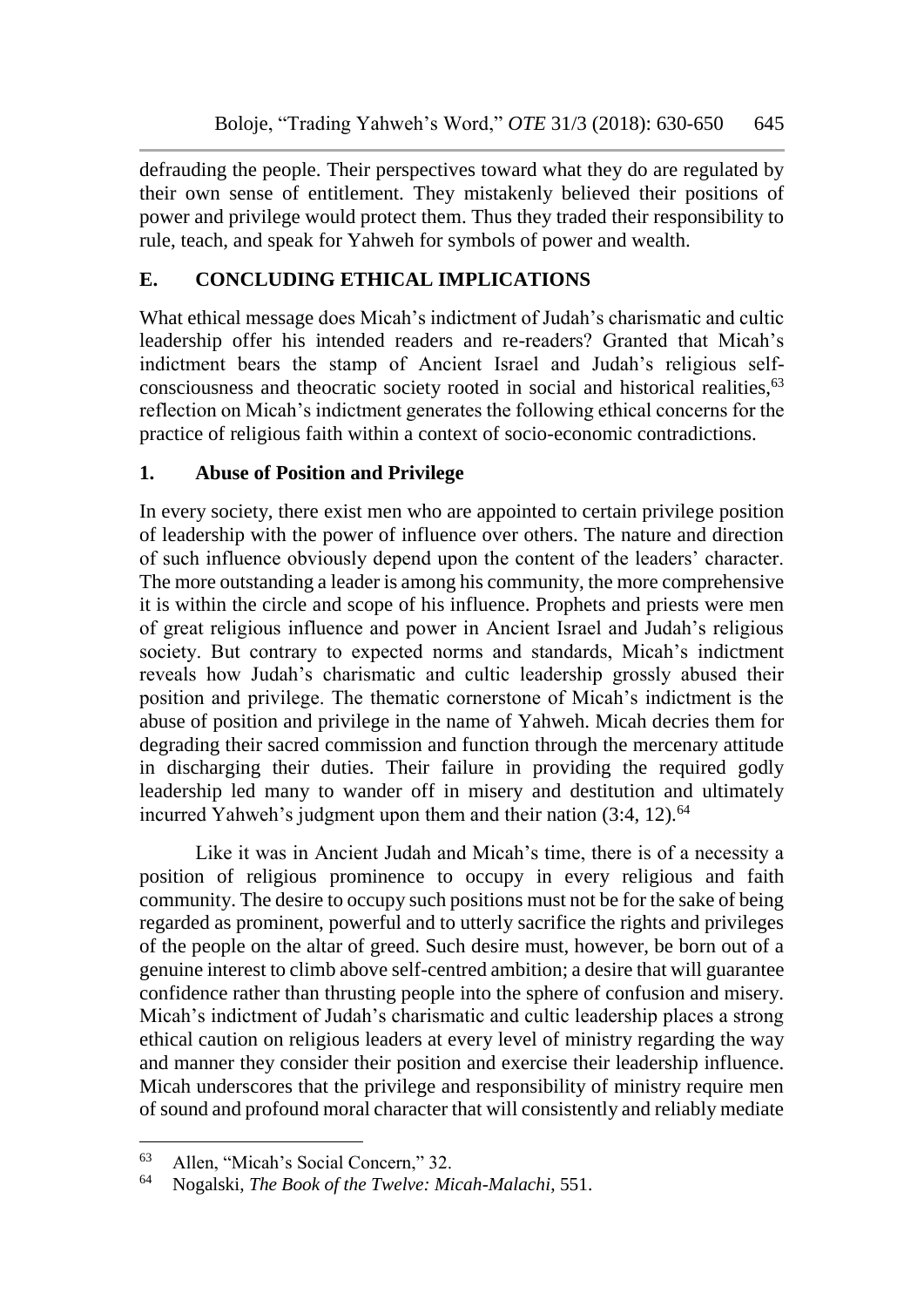defrauding the people. Their perspectives toward what they do are regulated by their own sense of entitlement. They mistakenly believed their positions of power and privilege would protect them. Thus they traded their responsibility to rule, teach, and speak for Yahweh for symbols of power and wealth.

## E. CONCLUDING ETHICAL IMPLICATIONS

What ethical message does Micah's indictment of Judah's charismatic and cultic leadership offer his intended readers and re-readers? Granted that Micah's indictment bears the stamp of Ancient Israel and Judah's religious self-consciousness and theocratic society rooted in social and historical realities,[63] reflection on Micah's indictment generates the following ethical concerns for the practice of religious faith within a context of socio-economic contradictions.

### 1. Abuse of Position and Privilege

In every society, there exist men who are appointed to certain privilege position of leadership with the power of influence over others. The nature and direction of such influence obviously depend upon the content of the leaders' character. The more outstanding a leader is among his community, the more comprehensive it is within the circle and scope of his influence. Prophets and priests were men of great religious influence and power in Ancient Israel and Judah's religious society. But contrary to expected norms and standards, Micah's indictment reveals how Judah's charismatic and cultic leadership grossly abused their position and privilege. The thematic cornerstone of Micah's indictment is the abuse of position and privilege in the name of Yahweh. Micah decries them for degrading their sacred commission and function through the mercenary attitude in discharging their duties. Their failure in providing the required godly leadership led many to wander off in misery and destitution and ultimately incurred Yahweh's judgment upon them and their nation (3:4, 12).[64]

Like it was in Ancient Judah and Micah's time, there is of a necessity a position of religious prominence to occupy in every religious and faith community. The desire to occupy such positions must not be for the sake of being regarded as prominent, powerful and to utterly sacrifice the rights and privileges of the people on the altar of greed. Such desire must, however, be born out of a genuine interest to climb above self-centred ambition; a desire that will guarantee confidence rather than thrusting people into the sphere of confusion and misery. Micah's indictment of Judah's charismatic and cultic leadership places a strong ethical caution on religious leaders at every level of ministry regarding the way and manner they consider their position and exercise their leadership influence. Micah underscores that the privilege and responsibility of ministry require men of sound and profound moral character that will consistently and reliably mediate

---

[63] Allen, "Micah's Social Concern," 32.

[64] Nogalski, *The Book of the Twelve: Micah-Malachi*, 551.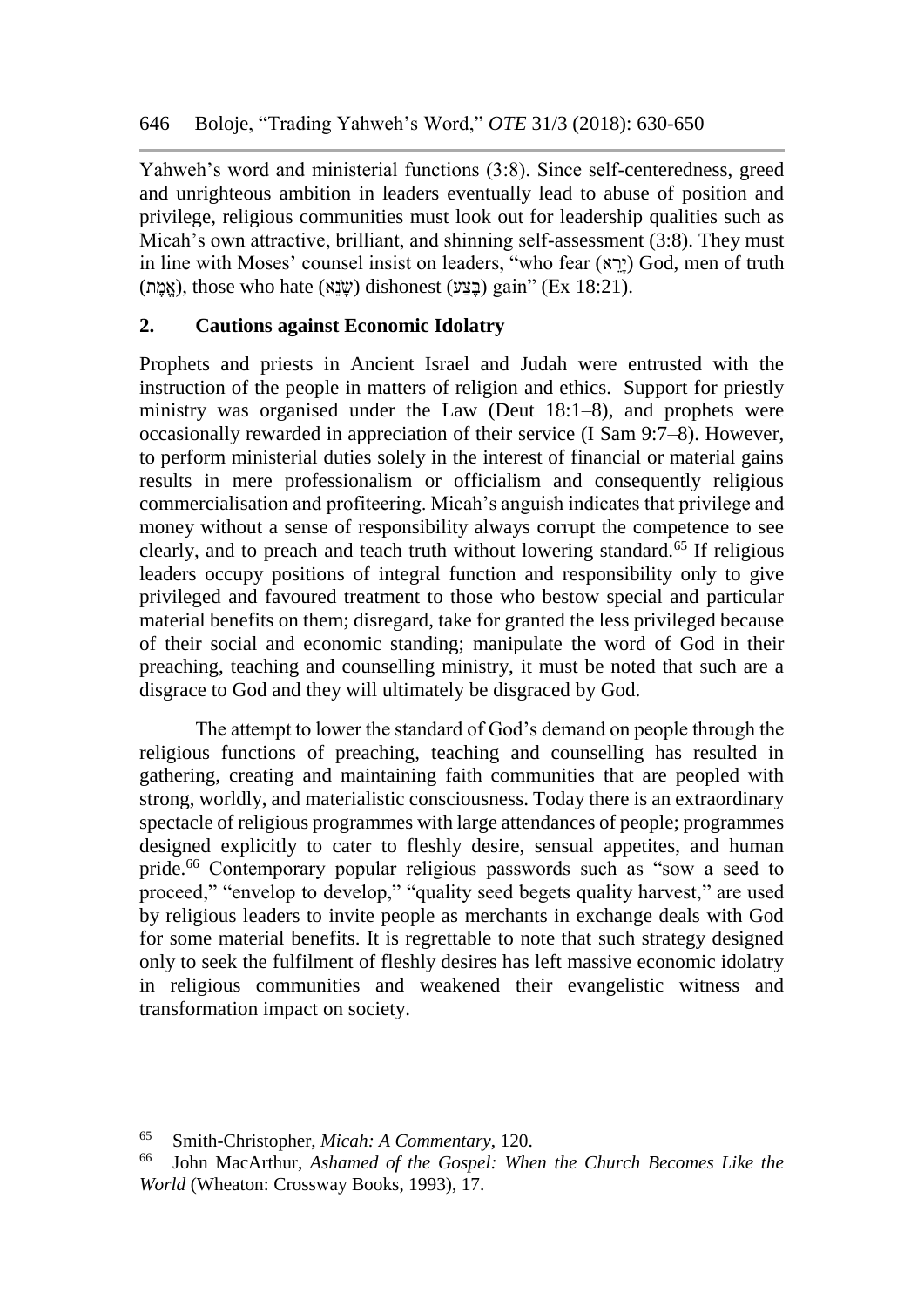Yahweh's word and ministerial functions (3:8). Since self-centeredness, greed and unrighteous ambition in leaders eventually lead to abuse of position and privilege, religious communities must look out for leadership qualities such as Micah's own attractive, brilliant, and shinning self-assessment (3:8). They must in line with Moses' counsel insist on leaders, "who fear (יָרֵא) God, men of truth (אֱמֶת), those who hate (שָׂנֵא) dishonest (בֶּצַע) gain" (Ex 18:21).

## 2. Cautions against Economic Idolatry

Prophets and priests in Ancient Israel and Judah were entrusted with the instruction of the people in matters of religion and ethics. Support for priestly ministry was organised under the Law (Deut 18:1–8), and prophets were occasionally rewarded in appreciation of their service (I Sam 9:7–8). However, to perform ministerial duties solely in the interest of financial or material gains results in mere professionalism or officialism and consequently religious commercialisation and profiteering. Micah's anguish indicates that privilege and money without a sense of responsibility always corrupt the competence to see clearly, and to preach and teach truth without lowering standard.[65] If religious leaders occupy positions of integral function and responsibility only to give privileged and favoured treatment to those who bestow special and particular material benefits on them; disregard, take for granted the less privileged because of their social and economic standing; manipulate the word of God in their preaching, teaching and counselling ministry, it must be noted that such are a disgrace to God and they will ultimately be disgraced by God.

The attempt to lower the standard of God's demand on people through the religious functions of preaching, teaching and counselling has resulted in gathering, creating and maintaining faith communities that are peopled with strong, worldly, and materialistic consciousness. Today there is an extraordinary spectacle of religious programmes with large attendances of people; programmes designed explicitly to cater to fleshly desire, sensual appetites, and human pride.[66] Contemporary popular religious passwords such as "sow a seed to proceed," "envelop to develop," "quality seed begets quality harvest," are used by religious leaders to invite people as merchants in exchange deals with God for some material benefits. It is regrettable to note that such strategy designed only to seek the fulfilment of fleshly desires has left massive economic idolatry in religious communities and weakened their evangelistic witness and transformation impact on society.

---

[65] Smith-Christopher, *Micah: A Commentary*, 120.

[66] John MacArthur, *Ashamed of the Gospel: When the Church Becomes Like the World* (Wheaton: Crossway Books, 1993), 17.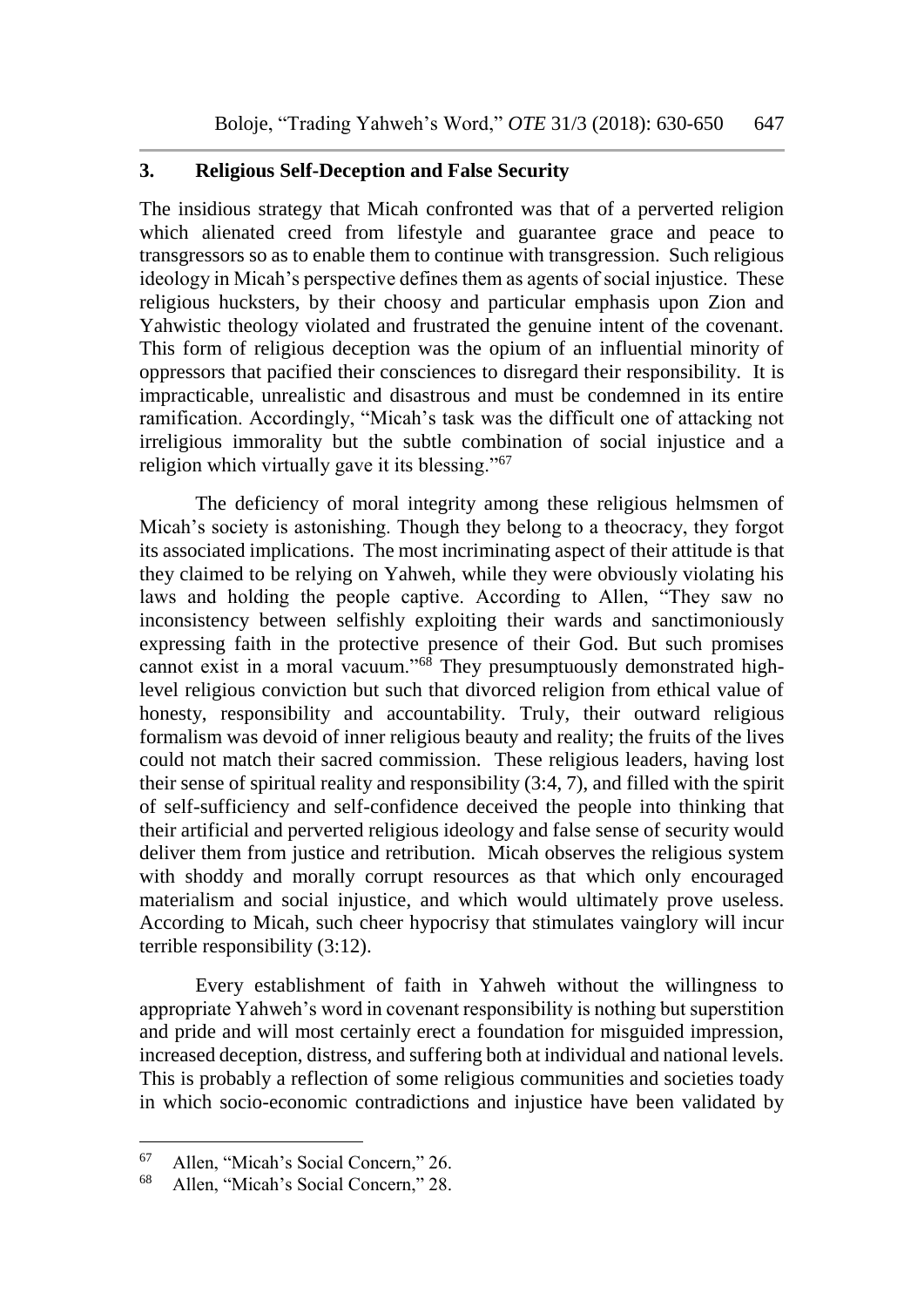## 3. Religious Self-Deception and False Security

The insidious strategy that Micah confronted was that of a perverted religion which alienated creed from lifestyle and guarantee grace and peace to transgressors so as to enable them to continue with transgression. Such religious ideology in Micah's perspective defines them as agents of social injustice. These religious hucksters, by their choosy and particular emphasis upon Zion and Yahwistic theology violated and frustrated the genuine intent of the covenant. This form of religious deception was the opium of an influential minority of oppressors that pacified their consciences to disregard their responsibility. It is impracticable, unrealistic and disastrous and must be condemned in its entire ramification. Accordingly, "Micah's task was the difficult one of attacking not irreligious immorality but the subtle combination of social injustice and a religion which virtually gave it its blessing."[67]

The deficiency of moral integrity among these religious helmsmen of Micah's society is astonishing. Though they belong to a theocracy, they forgot its associated implications. The most incriminating aspect of their attitude is that they claimed to be relying on Yahweh, while they were obviously violating his laws and holding the people captive. According to Allen, "They saw no inconsistency between selfishly exploiting their wards and sanctimoniously expressing faith in the protective presence of their God. But such promises cannot exist in a moral vacuum."[68] They presumptuously demonstrated high-level religious conviction but such that divorced religion from ethical value of honesty, responsibility and accountability. Truly, their outward religious formalism was devoid of inner religious beauty and reality; the fruits of the lives could not match their sacred commission. These religious leaders, having lost their sense of spiritual reality and responsibility (3:4, 7), and filled with the spirit of self-sufficiency and self-confidence deceived the people into thinking that their artificial and perverted religious ideology and false sense of security would deliver them from justice and retribution. Micah observes the religious system with shoddy and morally corrupt resources as that which only encouraged materialism and social injustice, and which would ultimately prove useless. According to Micah, such cheer hypocrisy that stimulates vainglory will incur terrible responsibility (3:12).

Every establishment of faith in Yahweh without the willingness to appropriate Yahweh's word in covenant responsibility is nothing but superstition and pride and will most certainly erect a foundation for misguided impression, increased deception, distress, and suffering both at individual and national levels. This is probably a reflection of some religious communities and societies toady in which socio-economic contradictions and injustice have been validated by

---

[67] Allen, "Micah's Social Concern," 26.

[68] Allen, "Micah's Social Concern," 28.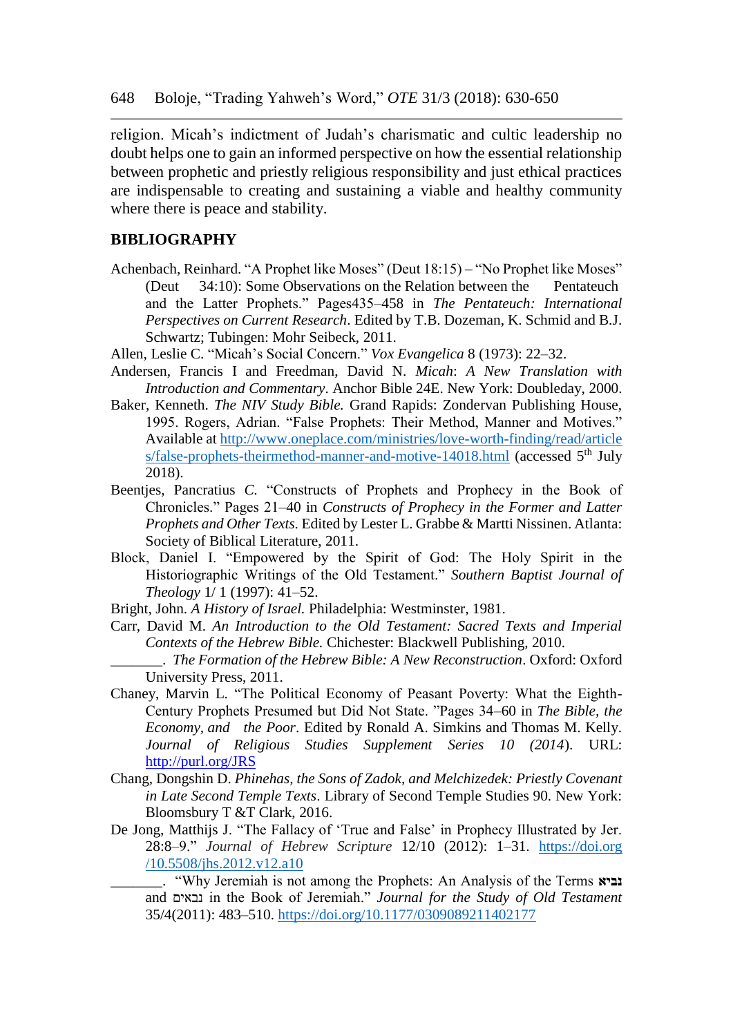religion. Micah's indictment of Judah's charismatic and cultic leadership no doubt helps one to gain an informed perspective on how the essential relationship between prophetic and priestly religious responsibility and just ethical practices are indispensable to creating and sustaining a viable and healthy community where there is peace and stability.

## BIBLIOGRAPHY

Achenbach, Reinhard. "A Prophet like Moses" (Deut 18:15) – "No Prophet like Moses" (Deut 34:10): Some Observations on the Relation between the Pentateuch and the Latter Prophets." Pages435–458 in *The Pentateuch: International Perspectives on Current Research*. Edited by T.B. Dozeman, K. Schmid and B.J. Schwartz; Tubingen: Mohr Seibeck, 2011.

Allen, Leslie C. "Micah's Social Concern." *Vox Evangelica* 8 (1973): 22–32.

Andersen, Francis I and Freedman, David N. *Micah*: *A New Translation with Introduction and Commentary*. Anchor Bible 24E. New York: Doubleday, 2000.

Baker, Kenneth. *The NIV Study Bible.* Grand Rapids: Zondervan Publishing House, 1995. Rogers, Adrian. "False Prophets: Their Method, Manner and Motives." Available at http://www.oneplace.com/ministries/love-worth-finding/read/articles/false-prophets-theirmethod-manner-and-motive-14018.html (accessed 5th July 2018).

Beentjes, Pancratius C. "Constructs of Prophets and Prophecy in the Book of Chronicles." Pages 21–40 in *Constructs of Prophecy in the Former and Latter Prophets and Other Texts*. Edited by Lester L. Grabbe & Martti Nissinen. Atlanta: Society of Biblical Literature, 2011.

Block, Daniel I. "Empowered by the Spirit of God: The Holy Spirit in the Historiographic Writings of the Old Testament." *Southern Baptist Journal of Theology* 1/ 1 (1997): 41–52.

Bright, John. *A History of Israel.* Philadelphia: Westminster, 1981.

Carr, David M. *An Introduction to the Old Testament: Sacred Texts and Imperial Contexts of the Hebrew Bible.* Chichester: Blackwell Publishing, 2010.

_______. *The Formation of the Hebrew Bible: A New Reconstruction*. Oxford: Oxford University Press, 2011.

Chaney, Marvin L. "The Political Economy of Peasant Poverty: What the Eighth-Century Prophets Presumed but Did Not State. "Pages 34–60 in *The Bible, the Economy, and the Poor*. Edited by Ronald A. Simkins and Thomas M. Kelly. *Journal of Religious Studies Supplement Series 10 (2014)*. URL: http://purl.org/JRS

Chang, Dongshin D. *Phinehas, the Sons of Zadok, and Melchizedek: Priestly Covenant in Late Second Temple Texts*. Library of Second Temple Studies 90. New York: Bloomsbury T &T Clark, 2016.

De Jong, Matthijs J. "The Fallacy of 'True and False' in Prophecy Illustrated by Jer. 28:8–9." *Journal of Hebrew Scripture* 12/10 (2012): 1–31. https://doi.org/10.5508/jhs.2012.v12.a10

_______. "Why Jeremiah is not among the Prophets: An Analysis of the Terms **נביא** and נבאים in the Book of Jeremiah." *Journal for the Study of Old Testament* 35/4(2011): 483–510. https://doi.org/10.1177/0309089211402177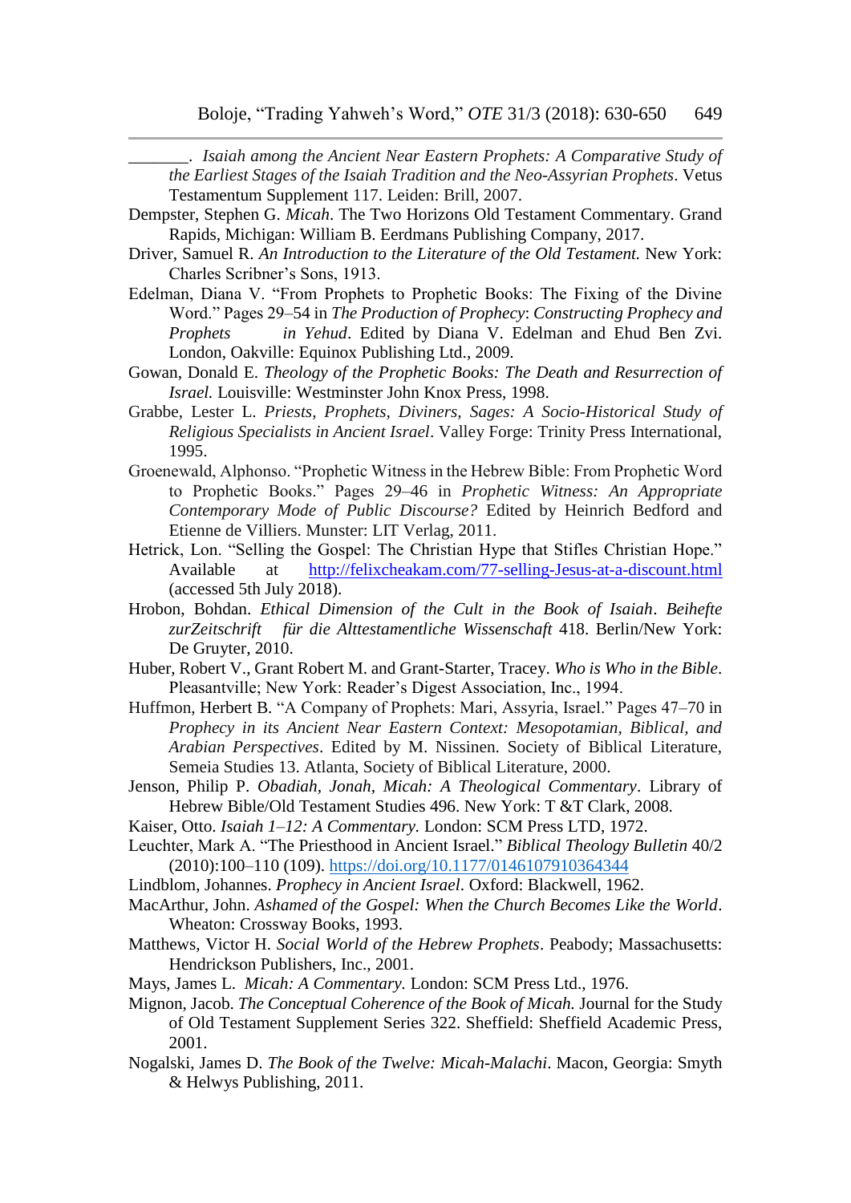\_\_\_\_\_\_\_. *Isaiah among the Ancient Near Eastern Prophets: A Comparative Study of the Earliest Stages of the Isaiah Tradition and the Neo-Assyrian Prophets*. Vetus Testamentum Supplement 117. Leiden: Brill, 2007.

Dempster, Stephen G. *Micah*. The Two Horizons Old Testament Commentary. Grand Rapids, Michigan: William B. Eerdmans Publishing Company, 2017.

Driver, Samuel R. *An Introduction to the Literature of the Old Testament.* New York: Charles Scribner's Sons, 1913.

Edelman, Diana V. "From Prophets to Prophetic Books: The Fixing of the Divine Word." Pages 29–54 in *The Production of Prophecy*: *Constructing Prophecy and Prophets in Yehud*. Edited by Diana V. Edelman and Ehud Ben Zvi. London, Oakville: Equinox Publishing Ltd., 2009.

Gowan, Donald E. *Theology of the Prophetic Books: The Death and Resurrection of Israel.* Louisville: Westminster John Knox Press, 1998.

Grabbe, Lester L. *Priests, Prophets, Diviners, Sages: A Socio-Historical Study of Religious Specialists in Ancient Israel*. Valley Forge: Trinity Press International, 1995.

Groenewald, Alphonso. "Prophetic Witness in the Hebrew Bible: From Prophetic Word to Prophetic Books." Pages 29–46 in *Prophetic Witness: An Appropriate Contemporary Mode of Public Discourse?* Edited by Heinrich Bedford and Etienne de Villiers. Munster: LIT Verlag, 2011.

Hetrick, Lon. "Selling the Gospel: The Christian Hype that Stifles Christian Hope." Available at http://felixcheakam.com/77-selling-Jesus-at-a-discount.html (accessed 5th July 2018).

Hrobon, Bohdan. *Ethical Dimension of the Cult in the Book of Isaiah*. *Beihefte zurZeitschrift für die Alttestamentliche Wissenschaft* 418. Berlin/New York: De Gruyter, 2010.

Huber, Robert V., Grant Robert M. and Grant-Starter, Tracey. *Who is Who in the Bible*. Pleasantville; New York: Reader's Digest Association, Inc., 1994.

Huffmon, Herbert B. "A Company of Prophets: Mari, Assyria, Israel." Pages 47–70 in *Prophecy in its Ancient Near Eastern Context: Mesopotamian, Biblical, and Arabian Perspectives*. Edited by M. Nissinen. Society of Biblical Literature, Semeia Studies 13. Atlanta, Society of Biblical Literature, 2000.

Jenson, Philip P. *Obadiah, Jonah, Micah: A Theological Commentary*. Library of Hebrew Bible/Old Testament Studies 496. New York: T &T Clark, 2008.

Kaiser, Otto. *Isaiah 1–12: A Commentary.* London: SCM Press LTD, 1972.

Leuchter, Mark A. "The Priesthood in Ancient Israel." *Biblical Theology Bulletin* 40/2 (2010):100–110 (109). https://doi.org/10.1177/0146107910364344

Lindblom, Johannes. *Prophecy in Ancient Israel*. Oxford: Blackwell, 1962.

MacArthur, John. *Ashamed of the Gospel: When the Church Becomes Like the World*. Wheaton: Crossway Books, 1993.

Matthews, Victor H. *Social World of the Hebrew Prophets*. Peabody; Massachusetts: Hendrickson Publishers, Inc., 2001.

Mays, James L. *Micah: A Commentary.* London: SCM Press Ltd., 1976.

Mignon, Jacob. *The Conceptual Coherence of the Book of Micah.* Journal for the Study of Old Testament Supplement Series 322. Sheffield: Sheffield Academic Press, 2001.

Nogalski, James D. *The Book of the Twelve: Micah-Malachi*. Macon, Georgia: Smyth & Helwys Publishing, 2011.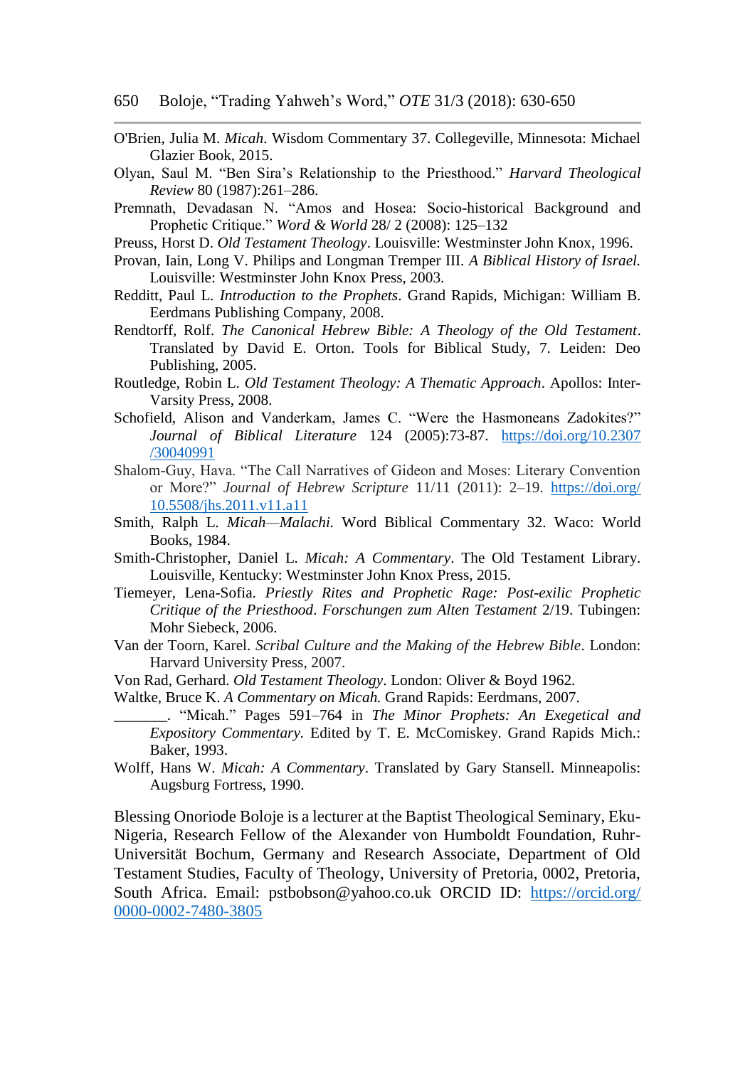O'Brien, Julia M. *Micah*. Wisdom Commentary 37. Collegeville, Minnesota: Michael Glazier Book, 2015.

Olyan, Saul M. "Ben Sira's Relationship to the Priesthood." *Harvard Theological Review* 80 (1987):261–286.

Premnath, Devadasan N. "Amos and Hosea: Socio-historical Background and Prophetic Critique." *Word & World* 28/ 2 (2008): 125–132

Preuss, Horst D. *Old Testament Theology*. Louisville: Westminster John Knox, 1996.

Provan, Iain, Long V. Philips and Longman Tremper III. *A Biblical History of Israel.* Louisville: Westminster John Knox Press, 2003.

Redditt, Paul L. *Introduction to the Prophets*. Grand Rapids, Michigan: William B. Eerdmans Publishing Company, 2008.

Rendtorff, Rolf. *The Canonical Hebrew Bible: A Theology of the Old Testament*. Translated by David E. Orton. Tools for Biblical Study, 7. Leiden: Deo Publishing, 2005.

Routledge, Robin L. *Old Testament Theology: A Thematic Approach*. Apollos: Inter-Varsity Press, 2008.

Schofield, Alison and Vanderkam, James C. "Were the Hasmoneans Zadokites?" *Journal of Biblical Literature* 124 (2005):73-87. https://doi.org/10.2307/30040991

Shalom-Guy, Hava. "The Call Narratives of Gideon and Moses: Literary Convention or More?" *Journal of Hebrew Scripture* 11/11 (2011): 2–19. https://doi.org/10.5508/jhs.2011.v11.a11

Smith, Ralph L. *Micah—Malachi.* Word Biblical Commentary 32. Waco: World Books, 1984.

Smith-Christopher, Daniel L. *Micah: A Commentary*. The Old Testament Library. Louisville, Kentucky: Westminster John Knox Press, 2015.

Tiemeyer, Lena-Sofia. *Priestly Rites and Prophetic Rage: Post-exilic Prophetic Critique of the Priesthood*. *Forschungen zum Alten Testament* 2/19. Tubingen: Mohr Siebeck, 2006.

Van der Toorn, Karel. *Scribal Culture and the Making of the Hebrew Bible*. London: Harvard University Press, 2007.

Von Rad, Gerhard. *Old Testament Theology*. London: Oliver & Boyd 1962.

Waltke, Bruce K. *A Commentary on Micah.* Grand Rapids: Eerdmans, 2007.

_______. "Micah." Pages 591–764 in *The Minor Prophets: An Exegetical and Expository Commentary.* Edited by T. E. McComiskey. Grand Rapids Mich.: Baker, 1993.

Wolff, Hans W. *Micah: A Commentary*. Translated by Gary Stansell. Minneapolis: Augsburg Fortress, 1990.

Blessing Onoriode Boloje is a lecturer at the Baptist Theological Seminary, Eku-Nigeria, Research Fellow of the Alexander von Humboldt Foundation, Ruhr-Universität Bochum, Germany and Research Associate, Department of Old Testament Studies, Faculty of Theology, University of Pretoria, 0002, Pretoria, South Africa. Email: pstbobson@yahoo.co.uk ORCID ID: https://orcid.org/0000-0002-7480-3805